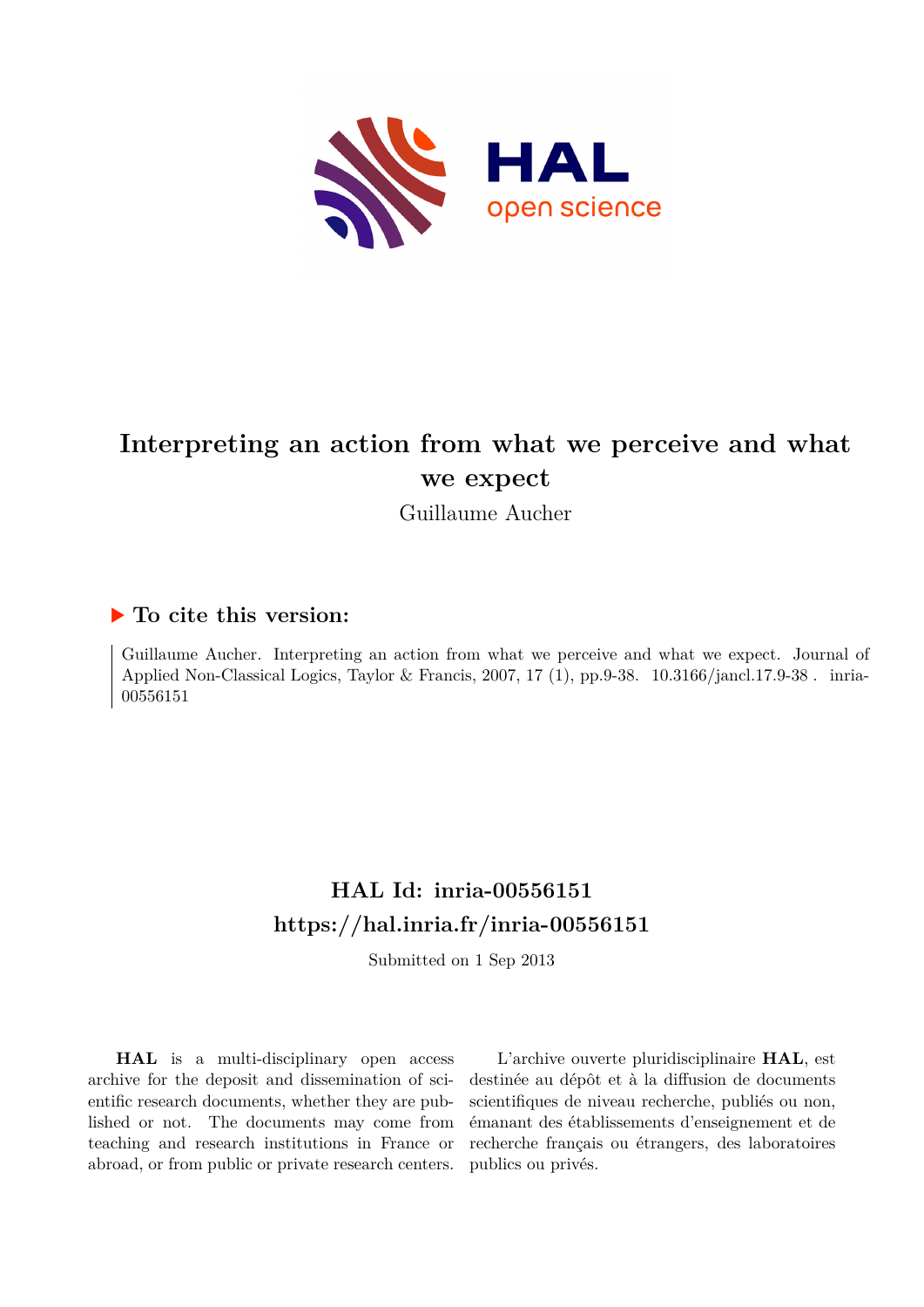# Interpreting an action from what we perceive and what we expect

Guillaume Aucher

## ▶ To cite this version:

Guillaume Aucher. Interpreting an action from what we perceive and what we expect. Journal of Applied Non-Classical Logics, Taylor & Francis, 2007, 17 (1), pp.9-38. 10.3166/jancl.17.9-38 . inria-00556151

## HAL Id: inria-00556151
## https://hal.inria.fr/inria-00556151

Submitted on 1 Sep 2013

**HAL** is a multi-disciplinary open access archive for the deposit and dissemination of scientific research documents, whether they are published or not. The documents may come from teaching and research institutions in France or abroad, or from public or private research centers.

L'archive ouverte pluridisciplinaire **HAL**, est destinée au dépôt et à la diffusion de documents scientifiques de niveau recherche, publiés ou non, émanant des établissements d'enseignement et de recherche français ou étrangers, des laboratoires publics ou privés.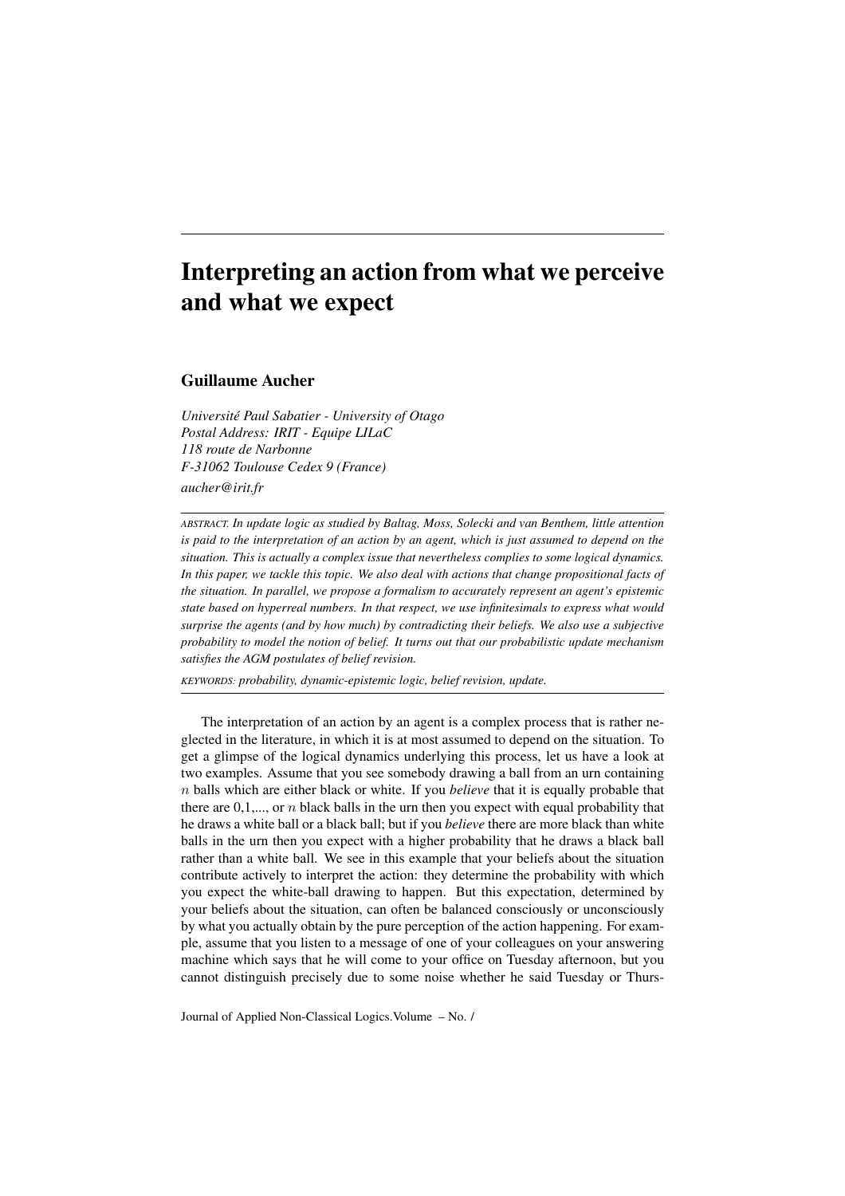# Interpreting an action from what we perceive and what we expect

## Guillaume Aucher

*Université Paul Sabatier - University of Otago*
*Postal Address: IRIT - Equipe LILaC*
*118 route de Narbonne*
*F-31062 Toulouse Cedex 9 (France)*
*aucher@irit.fr*

---

*ABSTRACT. In update logic as studied by Baltag, Moss, Solecki and van Benthem, little attention is paid to the interpretation of an action by an agent, which is just assumed to depend on the situation. This is actually a complex issue that nevertheless complies to some logical dynamics. In this paper, we tackle this topic. We also deal with actions that change propositional facts of the situation. In parallel, we propose a formalism to accurately represent an agent's epistemic state based on hyperreal numbers. In that respect, we use infinitesimals to express what would surprise the agents (and by how much) by contradicting their beliefs. We also use a subjective probability to model the notion of belief. It turns out that our probabilistic update mechanism satisfies the AGM postulates of belief revision.*

*KEYWORDS: probability, dynamic-epistemic logic, belief revision, update.*

---

The interpretation of an action by an agent is a complex process that is rather neglected in the literature, in which it is at most assumed to depend on the situation. To get a glimpse of the logical dynamics underlying this process, let us have a look at two examples. Assume that you see somebody drawing a ball from an urn containing $n$ balls which are either black or white. If you *believe* that it is equally probable that there are 0,1,..., or $n$ black balls in the urn then you expect with equal probability that he draws a white ball or a black ball; but if you *believe* there are more black than white balls in the urn then you expect with a higher probability that he draws a black ball rather than a white ball. We see in this example that your beliefs about the situation contribute actively to interpret the action: they determine the probability with which you expect the white-ball drawing to happen. But this expectation, determined by your beliefs about the situation, can often be balanced consciously or unconsciously by what you actually obtain by the pure perception of the action happening. For example, assume that you listen to a message of one of your colleagues on your answering machine which says that he will come to your office on Tuesday afternoon, but you cannot distinguish precisely due to some noise whether he said Tuesday or Thurs-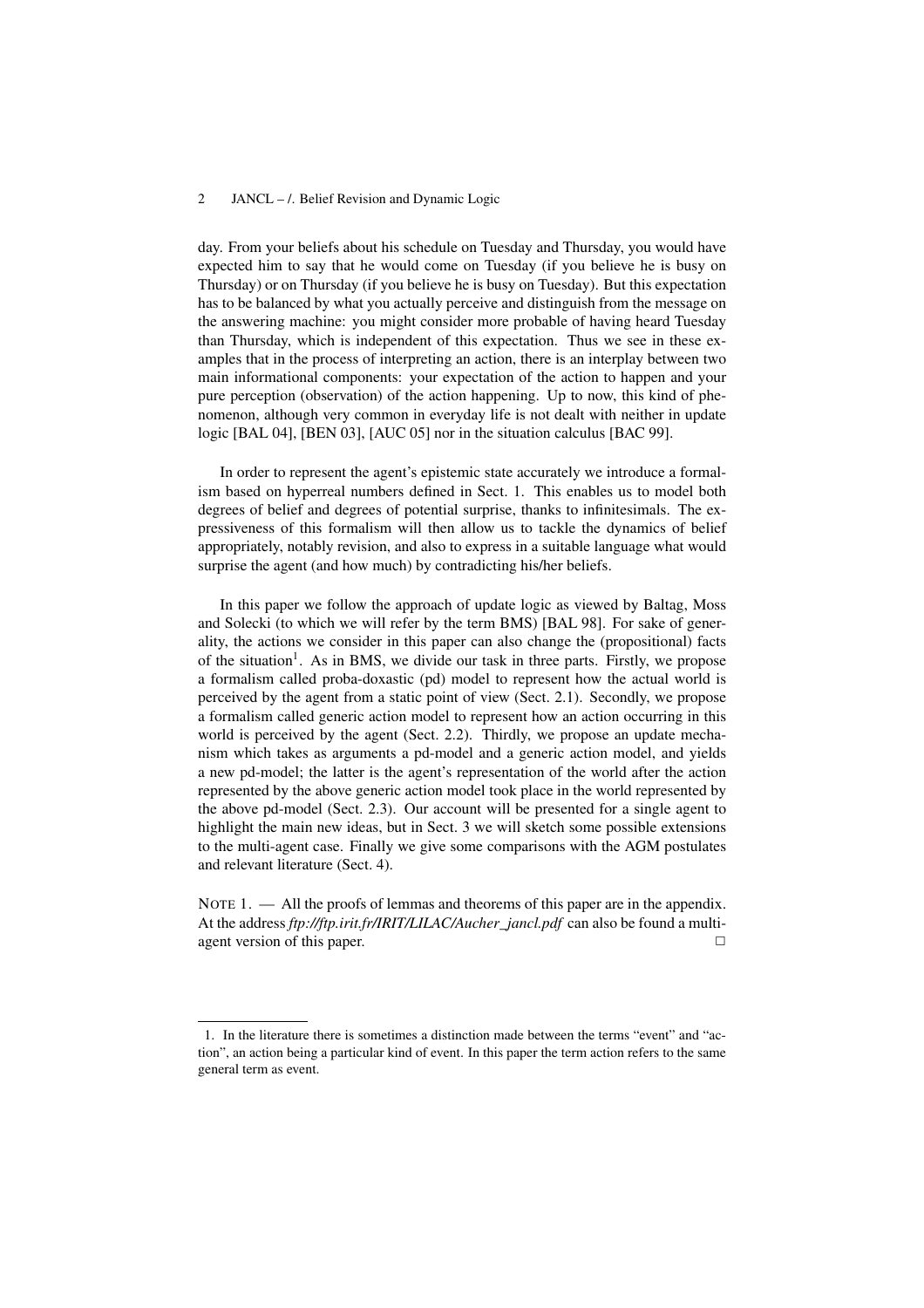day. From your beliefs about his schedule on Tuesday and Thursday, you would have expected him to say that he would come on Tuesday (if you believe he is busy on Thursday) or on Thursday (if you believe he is busy on Tuesday). But this expectation has to be balanced by what you actually perceive and distinguish from the message on the answering machine: you might consider more probable of having heard Tuesday than Thursday, which is independent of this expectation. Thus we see in these examples that in the process of interpreting an action, there is an interplay between two main informational components: your expectation of the action to happen and your pure perception (observation) of the action happening. Up to now, this kind of phenomenon, although very common in everyday life is not dealt with neither in update logic [BAL 04], [BEN 03], [AUC 05] nor in the situation calculus [BAC 99].

In order to represent the agent's epistemic state accurately we introduce a formalism based on hyperreal numbers defined in Sect. 1. This enables us to model both degrees of belief and degrees of potential surprise, thanks to infinitesimals. The expressiveness of this formalism will then allow us to tackle the dynamics of belief appropriately, notably revision, and also to express in a suitable language what would surprise the agent (and how much) by contradicting his/her beliefs.

In this paper we follow the approach of update logic as viewed by Baltag, Moss and Solecki (to which we will refer by the term BMS) [BAL 98]. For sake of generality, the actions we consider in this paper can also change the (propositional) facts of the situation[1]. As in BMS, we divide our task in three parts. Firstly, we propose a formalism called proba-doxastic (pd) model to represent how the actual world is perceived by the agent from a static point of view (Sect. 2.1). Secondly, we propose a formalism called generic action model to represent how an action occurring in this world is perceived by the agent (Sect. 2.2). Thirdly, we propose an update mechanism which takes as arguments a pd-model and a generic action model, and yields a new pd-model; the latter is the agent's representation of the world after the action represented by the above generic action model took place in the world represented by the above pd-model (Sect. 2.3). Our account will be presented for a single agent to highlight the main new ideas, but in Sect. 3 we will sketch some possible extensions to the multi-agent case. Finally we give some comparisons with the AGM postulates and relevant literature (Sect. 4).

NOTE 1. — All the proofs of lemmas and theorems of this paper are in the appendix. At the address *ftp://ftp.irit.fr/IRIT/LILAC/Aucher_jancl.pdf* can also be found a multi-agent version of this paper. □

1. In the literature there is sometimes a distinction made between the terms "event" and "action", an action being a particular kind of event. In this paper the term action refers to the same general term as event.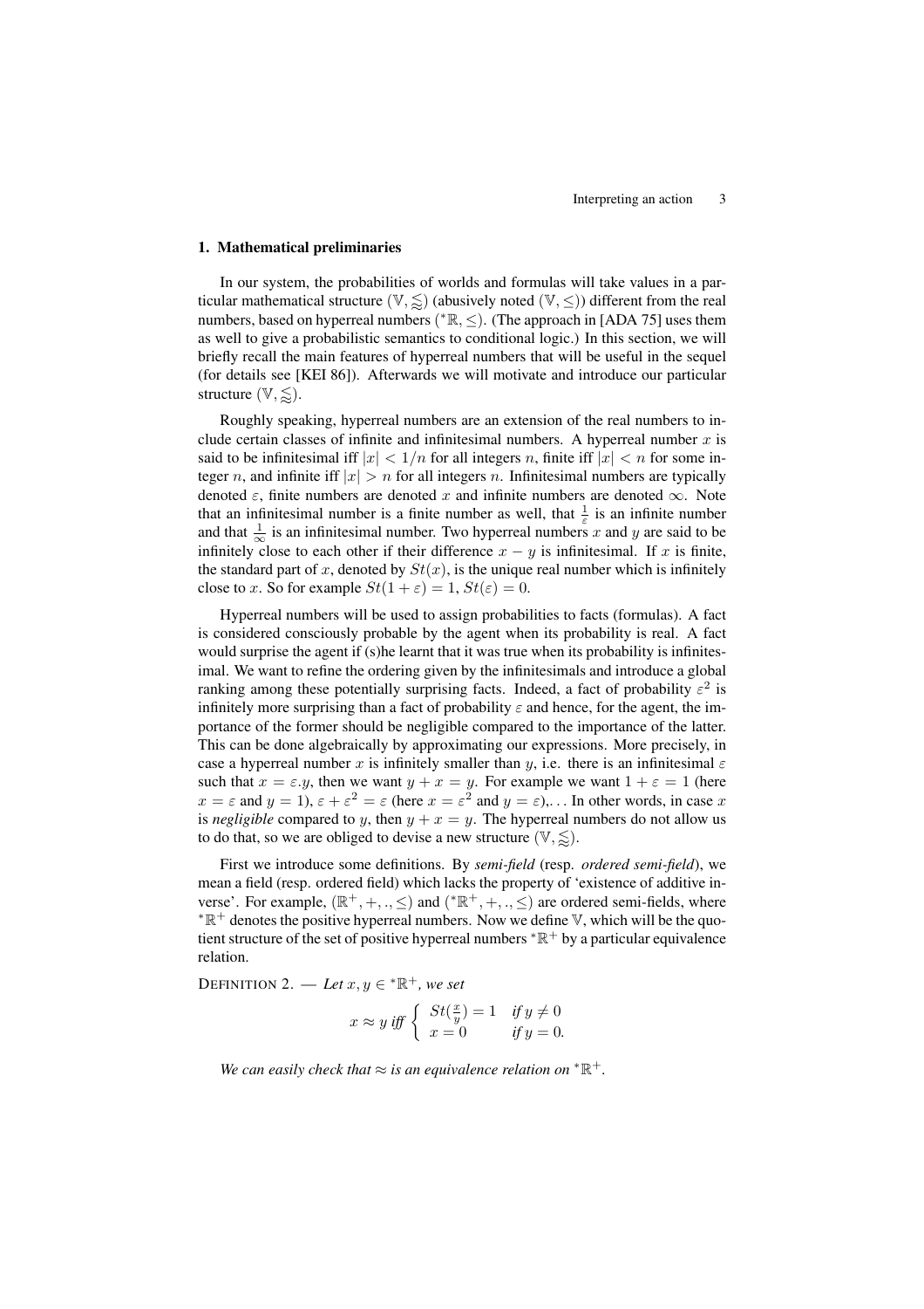## 1. Mathematical preliminaries

In our system, the probabilities of worlds and formulas will take values in a particular mathematical structure $(\mathbb{V}, \lesssim)$ (abusively noted $(\mathbb{V}, \leq)$) different from the real numbers, based on hyperreal numbers $({}^*\mathbb{R}, \leq)$. (The approach in [ADA 75] uses them as well to give a probabilistic semantics to conditional logic.) In this section, we will briefly recall the main features of hyperreal numbers that will be useful in the sequel (for details see [KEI 86]). Afterwards we will motivate and introduce our particular structure $(\mathbb{V}, \lesssim)$.

Roughly speaking, hyperreal numbers are an extension of the real numbers to include certain classes of infinite and infinitesimal numbers. A hyperreal number $x$ is said to be infinitesimal iff $|x| < 1/n$ for all integers $n$, finite iff $|x| < n$ for some integer $n$, and infinite iff $|x| > n$ for all integers $n$. Infinitesimal numbers are typically denoted $\varepsilon$, finite numbers are denoted $x$ and infinite numbers are denoted $\infty$. Note that an infinitesimal number is a finite number as well, that $\frac{1}{\varepsilon}$ is an infinite number and that $\frac{1}{\infty}$ is an infinitesimal number. Two hyperreal numbers $x$ and $y$ are said to be infinitely close to each other if their difference $x - y$ is infinitesimal. If $x$ is finite, the standard part of $x$, denoted by $St(x)$, is the unique real number which is infinitely close to $x$. So for example $St(1 + \varepsilon) = 1$, $St(\varepsilon) = 0$.

Hyperreal numbers will be used to assign probabilities to facts (formulas). A fact is considered consciously probable by the agent when its probability is real. A fact would surprise the agent if (s)he learnt that it was true when its probability is infinitesimal. We want to refine the ordering given by the infinitesimals and introduce a global ranking among these potentially surprising facts. Indeed, a fact of probability $\varepsilon^2$ is infinitely more surprising than a fact of probability $\varepsilon$ and hence, for the agent, the importance of the former should be negligible compared to the importance of the latter. This can be done algebraically by approximating our expressions. More precisely, in case a hyperreal number $x$ is infinitely smaller than $y$, i.e. there is an infinitesimal $\varepsilon$ such that $x = \varepsilon.y$, then we want $y + x = y$. For example we want $1 + \varepsilon = 1$ (here $x = \varepsilon$ and $y = 1$), $\varepsilon + \varepsilon^2 = \varepsilon$ (here $x = \varepsilon^2$ and $y = \varepsilon$),... In other words, in case $x$ is *negligible* compared to $y$, then $y + x = y$. The hyperreal numbers do not allow us to do that, so we are obliged to devise a new structure $(\mathbb{V}, \lesssim)$.

First we introduce some definitions. By *semi-field* (resp. *ordered semi-field*), we mean a field (resp. ordered field) which lacks the property of 'existence of additive inverse'. For example, $(\mathbb{R}^+, +, ., \leq)$ and $({}^*\mathbb{R}^+, +, ., \leq)$ are ordered semi-fields, where ${}^*\mathbb{R}^+$ denotes the positive hyperreal numbers. Now we define $\mathbb{V}$, which will be the quotient structure of the set of positive hyperreal numbers ${}^*\mathbb{R}^+$ by a particular equivalence relation.

DEFINITION 2. — *Let $x, y \in {}^*\mathbb{R}^+$, we set*

$$x \approx y \textit{ iff } \begin{cases} St(\frac{x}{y}) = 1 & \textit{if } y \neq 0 \\ x = 0 & \textit{if } y = 0. \end{cases}$$

*We can easily check that $\approx$ is an equivalence relation on ${}^*\mathbb{R}^+$.*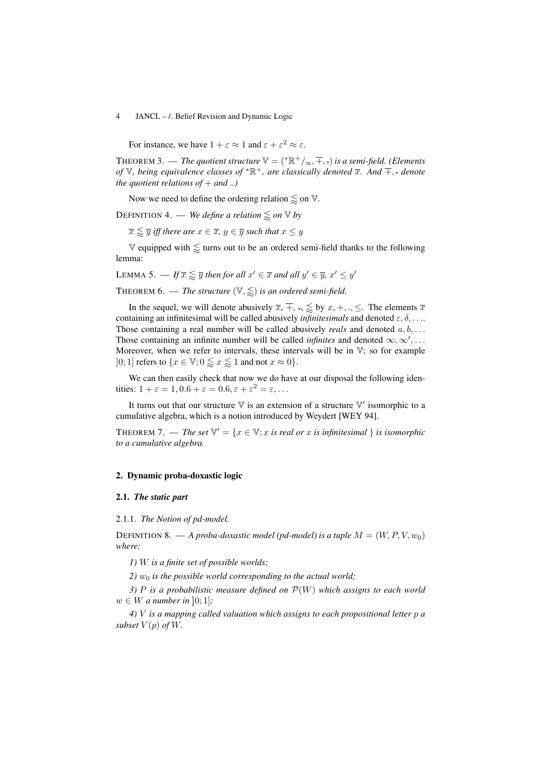For instance, we have $1 + \varepsilon \approx 1$ and $\varepsilon + \varepsilon^2 \approx \varepsilon$.

THEOREM 3. — *The quotient structure* $\mathbb{V} = ({}^*\mathbb{R}^+/_{\approx}, \overline{+}, \overline{.})$ *is a semi-field. (Elements of* $\mathbb{V}$*, being equivalence classes of* ${}^*\mathbb{R}^+$*, are classically denoted* $\overline{x}$*. And* $\overline{+}, \overline{.}$ *denote the quotient relations of* $+$ *and* $.$*.)*

Now we need to define the ordering relation $\lessapprox$ on $\mathbb{V}$.

DEFINITION 4. — *We define a relation* $\lessapprox$ *on* $\mathbb{V}$ *by*

$\overline{x} \lessapprox \overline{y}$ *iff there are* $x \in \overline{x}$*,* $y \in \overline{y}$ *such that* $x \leq y$

$\mathbb{V}$ equipped with $\lessapprox$ turns out to be an ordered semi-field thanks to the following lemma:

LEMMA 5. — *If* $\overline{x} \lessapprox \overline{y}$ *then for all* $x' \in \overline{x}$ *and all* $y' \in \overline{y}$*,* $x' \leq y'$

THEOREM 6. — *The structure* $(\mathbb{V}, \lessapprox)$ *is an ordered semi-field.*

In the sequel, we will denote abusively $\overline{x}$, $\overline{+}$, $\overline{.}$, $\lessapprox$ by $x, +, ., \leq$. The elements $\overline{x}$ containing an infinitesimal will be called abusively *infinitesimals* and denoted $\varepsilon, \delta, \ldots$. Those containing a real number will be called abusively *reals* and denoted $a, b, \ldots$ Those containing an infinite number will be called *infinites* and denoted $\infty, \infty', \ldots$ Moreover, when we refer to intervals, these intervals will be in $\mathbb{V}$; so for example $]0; 1]$ refers to $\{x \in \mathbb{V}; 0 \lessapprox x \lessapprox 1$ and not $x \approx 0\}$.

We can then easily check that now we do have at our disposal the following identities: $1 + \varepsilon = 1, 0.6 + \varepsilon = 0.6, \varepsilon + \varepsilon^2 = \varepsilon, \ldots$

It turns out that our structure $\mathbb{V}$ is an extension of a structure $\mathbb{V}'$ isomorphic to a cumulative algebra, which is a notion introduced by Weydert [WEY 94].

THEOREM 7. — *The set* $\mathbb{V}' = \{x \in \mathbb{V}; x$ *is real or* $x$ *is infinitesimal* $\}$ *is isomorphic to a cumulative algebra.*

## 2. Dynamic proba-doxastic logic

### 2.1. *The static part*

#### 2.1.1. *The Notion of pd-model.*

DEFINITION 8. — *A proba-doxastic model (pd-model) is a tuple* $M = (W, P, V, w_0)$ *where:*

*1)* $W$ *is a finite set of possible worlds;*

*2)* $w_0$ *is the possible world corresponding to the actual world;*

*3)* $P$ *is a probabilistic measure defined on* $\mathcal{P}(W)$ *which assigns to each world* $w \in W$ *a number in* $]0; 1]$*;*

*4)* $V$ *is a mapping called valuation which assigns to each propositional letter* $p$ *a subset* $V(p)$ *of* $W$*.*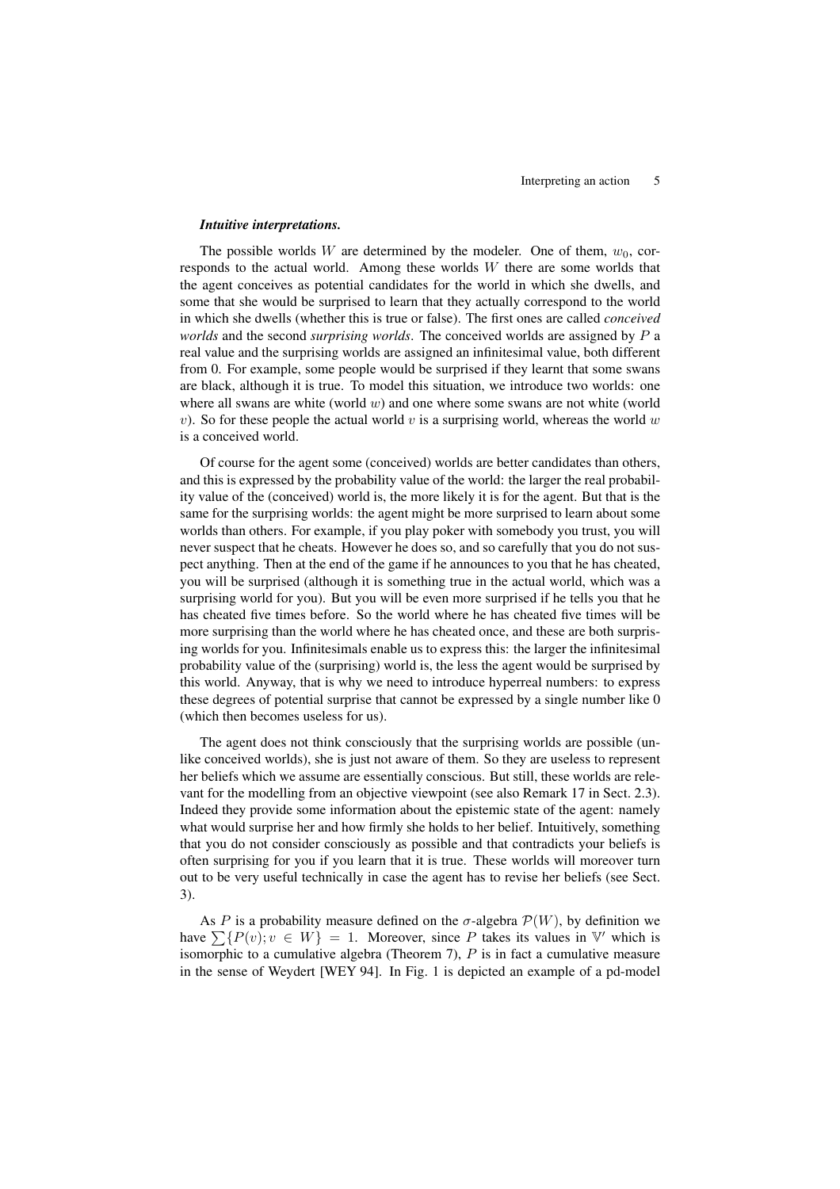***Intuitive interpretations.***

The possible worlds $W$ are determined by the modeler. One of them, $w_0$, corresponds to the actual world. Among these worlds $W$ there are some worlds that the agent conceives as potential candidates for the world in which she dwells, and some that she would be surprised to learn that they actually correspond to the world in which she dwells (whether this is true or false). The first ones are called *conceived worlds* and the second *surprising worlds*. The conceived worlds are assigned by $P$ a real value and the surprising worlds are assigned an infinitesimal value, both different from 0. For example, some people would be surprised if they learnt that some swans are black, although it is true. To model this situation, we introduce two worlds: one where all swans are white (world $w$) and one where some swans are not white (world $v$). So for these people the actual world $v$ is a surprising world, whereas the world $w$ is a conceived world.

Of course for the agent some (conceived) worlds are better candidates than others, and this is expressed by the probability value of the world: the larger the real probability value of the (conceived) world is, the more likely it is for the agent. But that is the same for the surprising worlds: the agent might be more surprised to learn about some worlds than others. For example, if you play poker with somebody you trust, you will never suspect that he cheats. However he does so, and so carefully that you do not suspect anything. Then at the end of the game if he announces to you that he has cheated, you will be surprised (although it is something true in the actual world, which was a surprising world for you). But you will be even more surprised if he tells you that he has cheated five times before. So the world where he has cheated five times will be more surprising than the world where he has cheated once, and these are both surprising worlds for you. Infinitesimals enable us to express this: the larger the infinitesimal probability value of the (surprising) world is, the less the agent would be surprised by this world. Anyway, that is why we need to introduce hyperreal numbers: to express these degrees of potential surprise that cannot be expressed by a single number like 0 (which then becomes useless for us).

The agent does not think consciously that the surprising worlds are possible (unlike conceived worlds), she is just not aware of them. So they are useless to represent her beliefs which we assume are essentially conscious. But still, these worlds are relevant for the modelling from an objective viewpoint (see also Remark 17 in Sect. 2.3). Indeed they provide some information about the epistemic state of the agent: namely what would surprise her and how firmly she holds to her belief. Intuitively, something that you do not consider consciously as possible and that contradicts your beliefs is often surprising for you if you learn that it is true. These worlds will moreover turn out to be very useful technically in case the agent has to revise her beliefs (see Sect. 3).

As $P$ is a probability measure defined on the $\sigma$-algebra $\mathcal{P}(W)$, by definition we have $\sum\{P(v); v \in W\} = 1$. Moreover, since $P$ takes its values in $\mathbb{V}'$ which is isomorphic to a cumulative algebra (Theorem 7), $P$ is in fact a cumulative measure in the sense of Weydert [WEY 94]. In Fig. 1 is depicted an example of a pd-model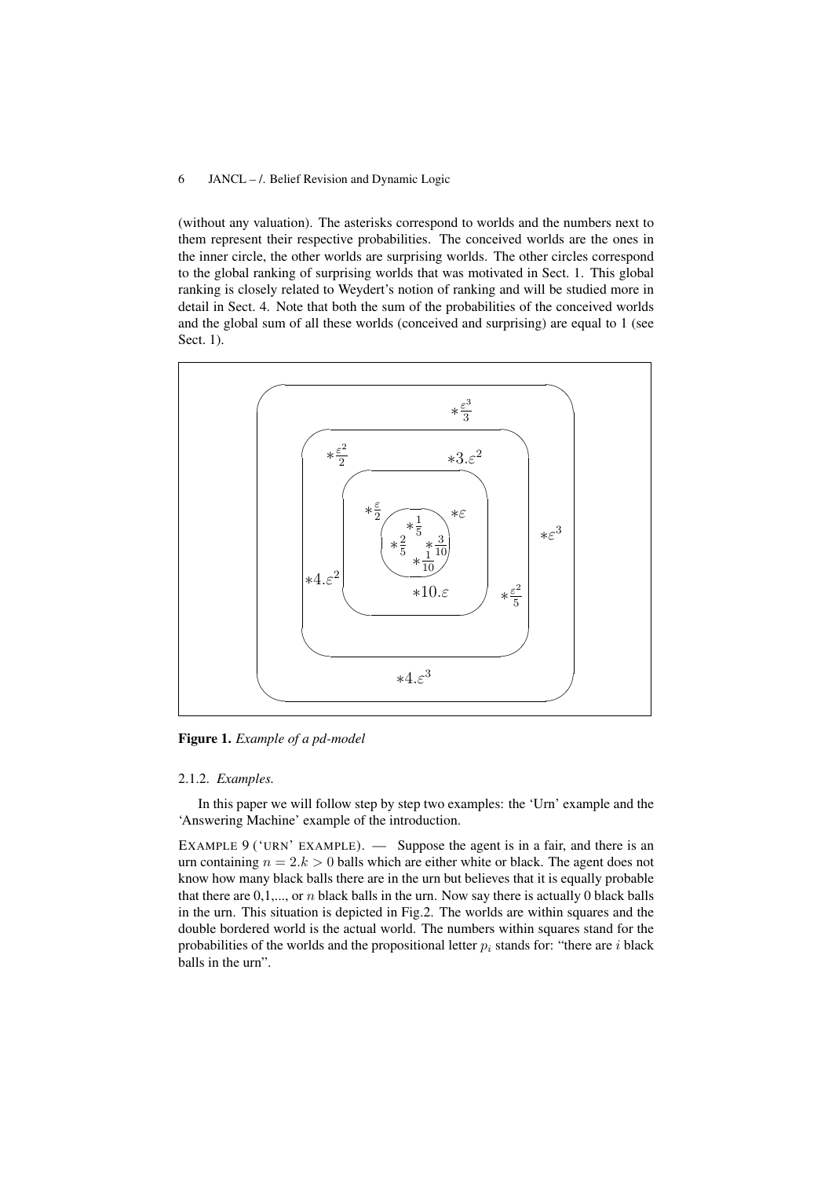(without any valuation). The asterisks correspond to worlds and the numbers next to them represent their respective probabilities. The conceived worlds are the ones in the inner circle, the other worlds are surprising worlds. The other circles correspond to the global ranking of surprising worlds that was motivated in Sect. 1. This global ranking is closely related to Weydert's notion of ranking and will be studied more in detail in Sect. 4. Note that both the sum of the probabilities of the conceived worlds and the global sum of all these worlds (conceived and surprising) are equal to 1 (see Sect. 1).

$*\frac{\varepsilon^3}{3}$ $*\frac{\varepsilon^2}{2}$ $*3.\varepsilon^2$ $*\frac{\varepsilon}{2}$ $*\varepsilon$ $*\frac{1}{5}$ $*\frac{2}{5}$ $*\frac{3}{10}$ $*\frac{1}{10}$ $*\varepsilon^3$ $*4.\varepsilon^2$ $*10.\varepsilon$ $*\frac{\varepsilon^2}{5}$ $*4.\varepsilon^3$

**Figure 1.** *Example of a pd-model*

#### 2.1.2. *Examples.*

In this paper we will follow step by step two examples: the 'Urn' example and the 'Answering Machine' example of the introduction.

EXAMPLE 9 ('URN' EXAMPLE). — Suppose the agent is in a fair, and there is an urn containing $n = 2.k > 0$ balls which are either white or black. The agent does not know how many black balls there are in the urn but believes that it is equally probable that there are 0,1,..., or $n$ black balls in the urn. Now say there is actually 0 black balls in the urn. This situation is depicted in Fig.2. The worlds are within squares and the double bordered world is the actual world. The numbers within squares stand for the probabilities of the worlds and the propositional letter $p_i$ stands for: "there are $i$ black balls in the urn".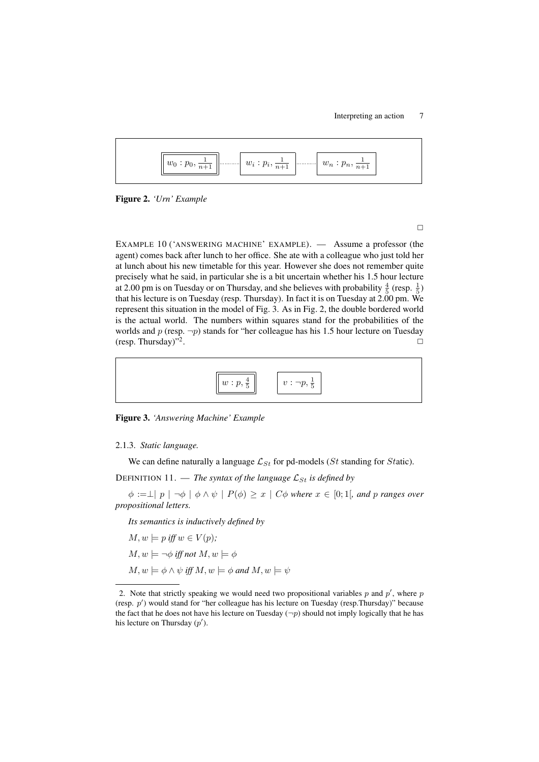$w_0 : p_0, \frac{1}{n+1}$ ⋯ $w_i : p_i, \frac{1}{n+1}$ ⋯ $w_n : p_n, \frac{1}{n+1}$

**Figure 2.** *'Urn' Example*

□

EXAMPLE 10 ('ANSWERING MACHINE' EXAMPLE). — Assume a professor (the agent) comes back after lunch to her office. She ate with a colleague who just told her at lunch about his new timetable for this year. However she does not remember quite precisely what he said, in particular she is a bit uncertain whether his 1.5 hour lecture at 2.00 pm is on Tuesday or on Thursday, and she believes with probability $\frac{4}{5}$ (resp. $\frac{1}{5}$) that his lecture is on Tuesday (resp. Thursday). In fact it is on Tuesday at 2.00 pm. We represent this situation in the model of Fig. 3. As in Fig. 2, the double bordered world is the actual world. The numbers within squares stand for the probabilities of the worlds and $p$ (resp. $\neg p$) stands for "her colleague has his 1.5 hour lecture on Tuesday (resp. Thursday)"[2]. □

$w : p, \frac{4}{5}$ $v : \neg p, \frac{1}{5}$

**Figure 3.** *'Answering Machine' Example*

2.1.3. *Static language.*

We can define naturally a language $\mathcal{L}_{St}$ for pd-models ($St$ standing for $St$atic).

DEFINITION 11. — *The syntax of the language $\mathcal{L}_{St}$ is defined by*

$\phi := \perp \mid p \mid \neg\phi \mid \phi \wedge \psi \mid P(\phi) \geq x \mid C\phi$ *where* $x \in [0;1[$, *and* $p$ *ranges over propositional letters.*

*Its semantics is inductively defined by*

$M, w \models p$ *iff* $w \in V(p)$;

$M, w \models \neg\phi$ *iff not* $M, w \models \phi$

$M, w \models \phi \wedge \psi$ *iff* $M, w \models \phi$ *and* $M, w \models \psi$

---

2. Note that strictly speaking we would need two propositional variables $p$ and $p'$, where $p$ (resp. $p'$) would stand for "her colleague has his lecture on Tuesday (resp.Thursday)" because the fact that he does not have his lecture on Tuesday ($\neg p$) should not imply logically that he has his lecture on Thursday ($p'$).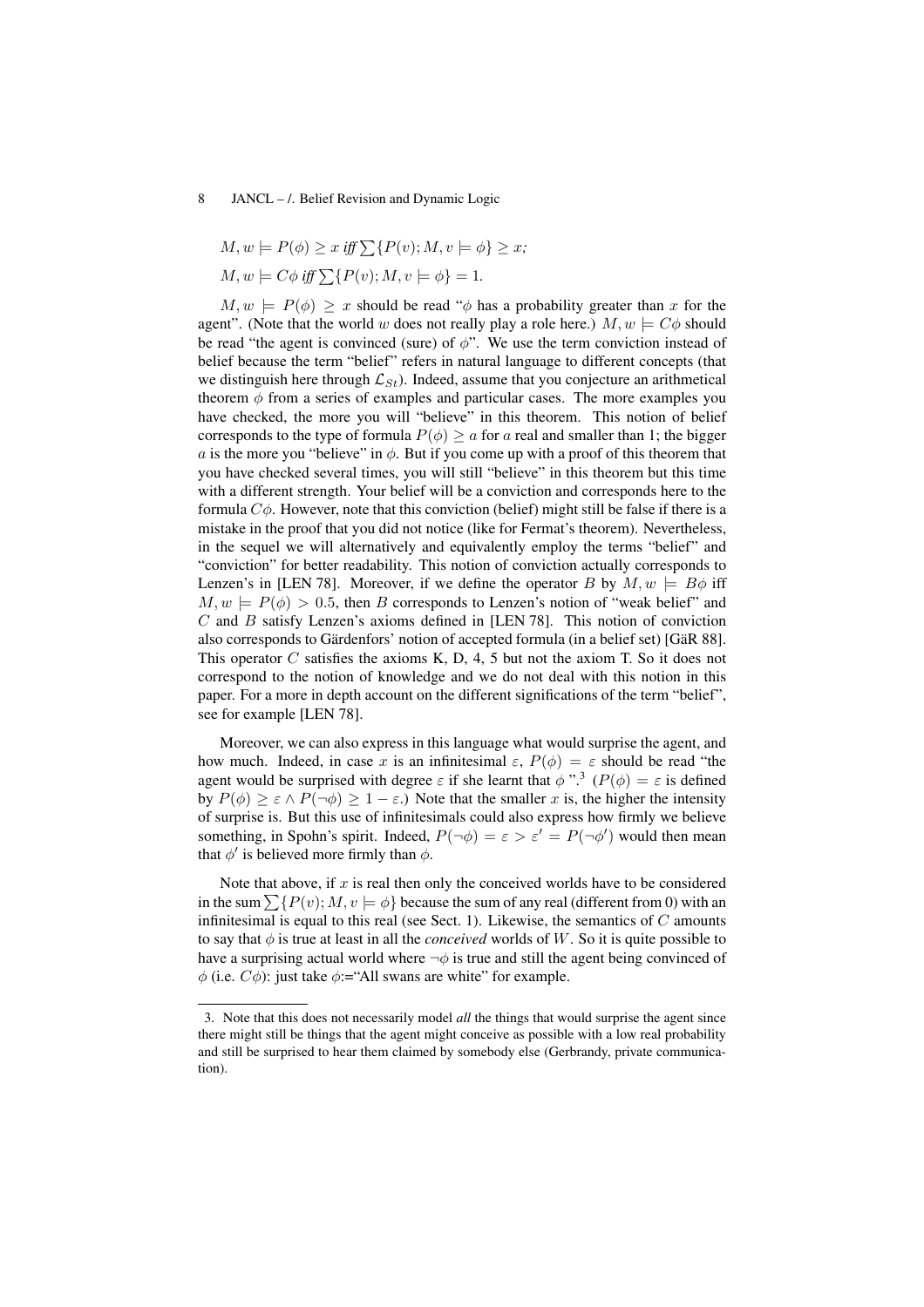$M, w \models P(\phi) \geq x$ *iff* $\sum\{P(v); M, v \models \phi\} \geq x$;

$M, w \models C\phi$ *iff* $\sum\{P(v); M, v \models \phi\} = 1$.

$M, w \models P(\phi) \geq x$ should be read "$\phi$ has a probability greater than $x$ for the agent". (Note that the world $w$ does not really play a role here.) $M, w \models C\phi$ should be read "the agent is convinced (sure) of $\phi$". We use the term conviction instead of belief because the term "belief" refers in natural language to different concepts (that we distinguish here through $\mathcal{L}_{St}$). Indeed, assume that you conjecture an arithmetical theorem $\phi$ from a series of examples and particular cases. The more examples you have checked, the more you will "believe" in this theorem. This notion of belief corresponds to the type of formula $P(\phi) \geq a$ for $a$ real and smaller than 1; the bigger $a$ is the more you "believe" in $\phi$. But if you come up with a proof of this theorem that you have checked several times, you will still "believe" in this theorem but this time with a different strength. Your belief will be a conviction and corresponds here to the formula $C\phi$. However, note that this conviction (belief) might still be false if there is a mistake in the proof that you did not notice (like for Fermat's theorem). Nevertheless, in the sequel we will alternatively and equivalently employ the terms "belief" and "conviction" for better readability. This notion of conviction actually corresponds to Lenzen's in [LEN 78]. Moreover, if we define the operator $B$ by $M, w \models B\phi$ iff $M, w \models P(\phi) > 0.5$, then $B$ corresponds to Lenzen's notion of "weak belief" and $C$ and $B$ satisfy Lenzen's axioms defined in [LEN 78]. This notion of conviction also corresponds to Gärdenfors' notion of accepted formula (in a belief set) [GäR 88]. This operator $C$ satisfies the axioms K, D, 4, 5 but not the axiom T. So it does not correspond to the notion of knowledge and we do not deal with this notion in this paper. For a more in depth account on the different significations of the term "belief", see for example [LEN 78].

Moreover, we can also express in this language what would surprise the agent, and how much. Indeed, in case $x$ is an infinitesimal $\varepsilon$, $P(\phi) = \varepsilon$ should be read "the agent would be surprised with degree $\varepsilon$ if she learnt that $\phi$ ".[3] ($P(\phi) = \varepsilon$ is defined by $P(\phi) \geq \varepsilon \wedge P(\neg\phi) \geq 1 - \varepsilon$.) Note that the smaller $x$ is, the higher the intensity of surprise is. But this use of infinitesimals could also express how firmly we believe something, in Spohn's spirit. Indeed, $P(\neg\phi) = \varepsilon > \varepsilon' = P(\neg\phi')$ would then mean that $\phi'$ is believed more firmly than $\phi$.

Note that above, if $x$ is real then only the conceived worlds have to be considered in the sum $\sum\{P(v); M, v \models \phi\}$ because the sum of any real (different from 0) with an infinitesimal is equal to this real (see Sect. 1). Likewise, the semantics of $C$ amounts to say that $\phi$ is true at least in all the *conceived* worlds of $W$. So it is quite possible to have a surprising actual world where $\neg\phi$ is true and still the agent being convinced of $\phi$ (i.e. $C\phi$): just take $\phi$:="All swans are white" for example.

3. Note that this does not necessarily model *all* the things that would surprise the agent since there might still be things that the agent might conceive as possible with a low real probability and still be surprised to hear them claimed by somebody else (Gerbrandy, private communication).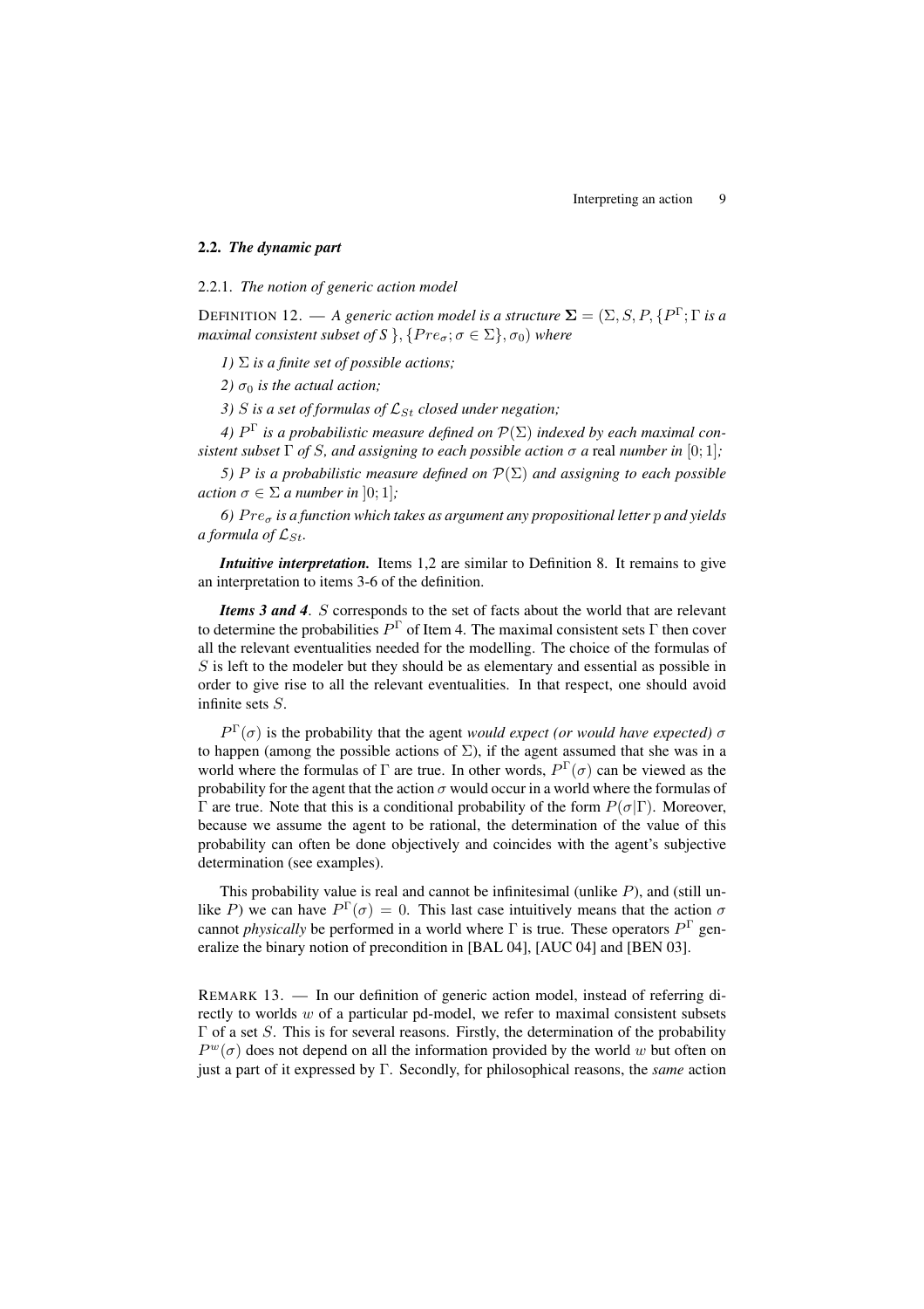### 2.2. *The dynamic part*

2.2.1. *The notion of generic action model*

DEFINITION 12. — *A generic action model is a structure $\mathbf{\Sigma} = (\Sigma, S, P, \{P^\Gamma; \Gamma$ is a maximal consistent subset of $S\}, \{Pre_\sigma; \sigma \in \Sigma\}, \sigma_0)$ where*

*1) $\Sigma$ is a finite set of possible actions;*

*2) $\sigma_0$ is the actual action;*

*3) $S$ is a set of formulas of $\mathcal{L}_{St}$ closed under negation;*

*4) $P^\Gamma$ is a probabilistic measure defined on $\mathcal{P}(\Sigma)$ indexed by each maximal consistent subset $\Gamma$ of $S$, and assigning to each possible action $\sigma$ a* real *number in $[0; 1]$;*

*5) $P$ is a probabilistic measure defined on $\mathcal{P}(\Sigma)$ and assigning to each possible action $\sigma \in \Sigma$ a number in $]0; 1]$;*

*6) $Pre_\sigma$ is a function which takes as argument any propositional letter $p$ and yields a formula of $\mathcal{L}_{St}$.*

***Intuitive interpretation.*** Items 1,2 are similar to Definition 8. It remains to give an interpretation to items 3-6 of the definition.

***Items 3 and 4**.* $S$ corresponds to the set of facts about the world that are relevant to determine the probabilities $P^\Gamma$ of Item 4. The maximal consistent sets $\Gamma$ then cover all the relevant eventualities needed for the modelling. The choice of the formulas of $S$ is left to the modeler but they should be as elementary and essential as possible in order to give rise to all the relevant eventualities. In that respect, one should avoid infinite sets $S$.

$P^\Gamma(\sigma)$ is the probability that the agent *would expect (or would have expected)* $\sigma$ to happen (among the possible actions of $\Sigma$), if the agent assumed that she was in a world where the formulas of $\Gamma$ are true. In other words, $P^\Gamma(\sigma)$ can be viewed as the probability for the agent that the action $\sigma$ would occur in a world where the formulas of $\Gamma$ are true. Note that this is a conditional probability of the form $P(\sigma|\Gamma)$. Moreover, because we assume the agent to be rational, the determination of the value of this probability can often be done objectively and coincides with the agent's subjective determination (see examples).

This probability value is real and cannot be infinitesimal (unlike $P$), and (still unlike $P$) we can have $P^\Gamma(\sigma) = 0$. This last case intuitively means that the action $\sigma$ cannot *physically* be performed in a world where $\Gamma$ is true. These operators $P^\Gamma$ generalize the binary notion of precondition in [BAL 04], [AUC 04] and [BEN 03].

REMARK 13. — In our definition of generic action model, instead of referring directly to worlds $w$ of a particular pd-model, we refer to maximal consistent subsets $\Gamma$ of a set $S$. This is for several reasons. Firstly, the determination of the probability $P^w(\sigma)$ does not depend on all the information provided by the world $w$ but often on just a part of it expressed by $\Gamma$. Secondly, for philosophical reasons, the *same* action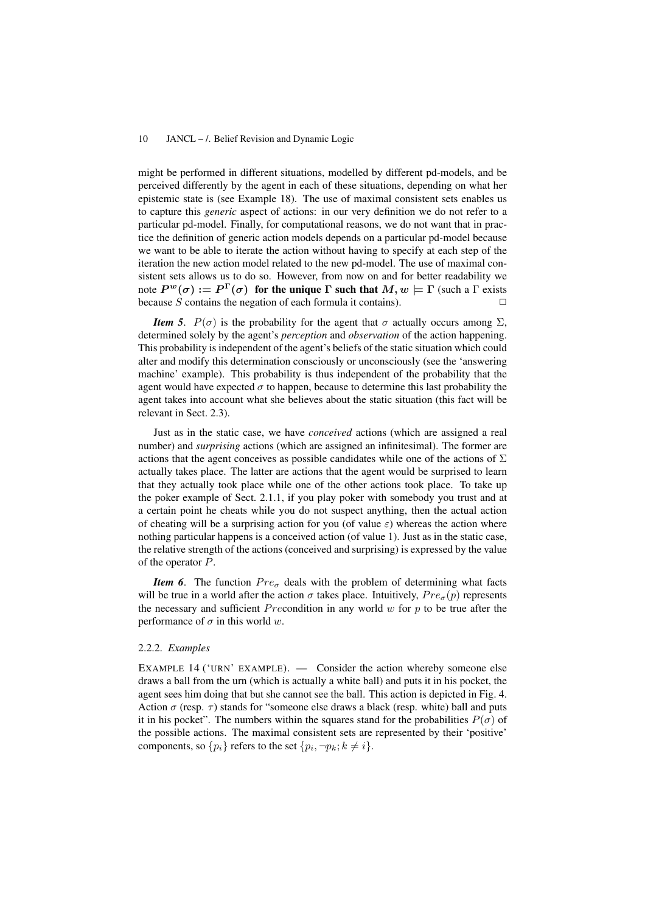might be performed in different situations, modelled by different pd-models, and be perceived differently by the agent in each of these situations, depending on what her epistemic state is (see Example 18). The use of maximal consistent sets enables us to capture this *generic* aspect of actions: in our very definition we do not refer to a particular pd-model. Finally, for computational reasons, we do not want that in practice the definition of generic action models depends on a particular pd-model because we want to be able to iterate the action without having to specify at each step of the iteration the new action model related to the new pd-model. The use of maximal consistent sets allows us to do so. However, from now on and for better readability we note $\boldsymbol{P^w(\sigma) := P^\Gamma(\sigma)}$ **for the unique** $\boldsymbol{\Gamma}$ **such that** $\boldsymbol{M, w \models \Gamma}$ (such a $\Gamma$ exists because $S$ contains the negation of each formula it contains). $\square$

***Item 5***. $P(\sigma)$ is the probability for the agent that $\sigma$ actually occurs among $\Sigma$, determined solely by the agent's *perception* and *observation* of the action happening. This probability is independent of the agent's beliefs of the static situation which could alter and modify this determination consciously or unconsciously (see the 'answering machine' example). This probability is thus independent of the probability that the agent would have expected $\sigma$ to happen, because to determine this last probability the agent takes into account what she believes about the static situation (this fact will be relevant in Sect. 2.3).

Just as in the static case, we have *conceived* actions (which are assigned a real number) and *surprising* actions (which are assigned an infinitesimal). The former are actions that the agent conceives as possible candidates while one of the actions of $\Sigma$ actually takes place. The latter are actions that the agent would be surprised to learn that they actually took place while one of the other actions took place. To take up the poker example of Sect. 2.1.1, if you play poker with somebody you trust and at a certain point he cheats while you do not suspect anything, then the actual action of cheating will be a surprising action for you (of value $\varepsilon$) whereas the action where nothing particular happens is a conceived action (of value 1). Just as in the static case, the relative strength of the actions (conceived and surprising) is expressed by the value of the operator $P$.

***Item 6***. The function $Pre_\sigma$ deals with the problem of determining what facts will be true in a world after the action $\sigma$ takes place. Intuitively, $Pre_\sigma(p)$ represents the necessary and sufficient $Pre$condition in any world $w$ for $p$ to be true after the performance of $\sigma$ in this world $w$.

#### 2.2.2. *Examples*

EXAMPLE 14 ('URN' EXAMPLE). — Consider the action whereby someone else draws a ball from the urn (which is actually a white ball) and puts it in his pocket, the agent sees him doing that but she cannot see the ball. This action is depicted in Fig. 4. Action $\sigma$ (resp. $\tau$) stands for "someone else draws a black (resp. white) ball and puts it in his pocket". The numbers within the squares stand for the probabilities $P(\sigma)$ of the possible actions. The maximal consistent sets are represented by their 'positive' components, so $\{p_i\}$ refers to the set $\{p_i, \neg p_k; k \neq i\}$.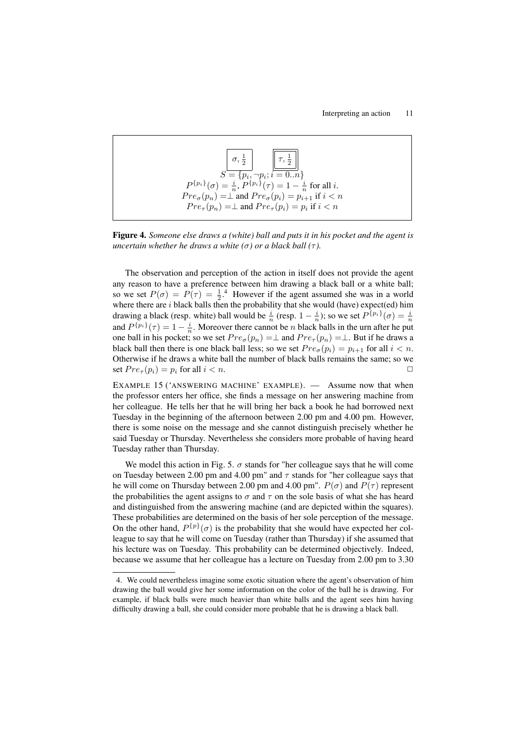$\boxed{\sigma, \frac{1}{2}}$ $\boxed{\boxed{\tau, \frac{1}{2}}}$

$S = \{p_i, \neg p_i; i = 0..n\}$

$P^{\{p_i\}}(\sigma) = \frac{i}{n}$, $P^{\{p_i\}}(\tau) = 1 - \frac{i}{n}$ for all $i$.

$Pre_\sigma(p_n) = \perp$ and $Pre_\sigma(p_i) = p_{i+1}$ if $i < n$

$Pre_\tau(p_n) = \perp$ and $Pre_\tau(p_i) = p_i$ if $i < n$

**Figure 4.** *Someone else draws a (white) ball and puts it in his pocket and the agent is uncertain whether he draws a white ($\sigma$) or a black ball ($\tau$).*

The observation and perception of the action in itself does not provide the agent any reason to have a preference between him drawing a black ball or a white ball; so we set $P(\sigma) = P(\tau) = \frac{1}{2}$.[4] However if the agent assumed she was in a world where there are $i$ black balls then the probability that she would (have) expect(ed) him drawing a black (resp. white) ball would be $\frac{i}{n}$ (resp. $1 - \frac{i}{n}$); so we set $P^{\{p_i\}}(\sigma) = \frac{i}{n}$ and $P^{\{p_i\}}(\tau) = 1 - \frac{i}{n}$. Moreover there cannot be $n$ black balls in the urn after he put one ball in his pocket; so we set $Pre_\sigma(p_n) = \perp$ and $Pre_\tau(p_n) = \perp$. But if he draws a black ball then there is one black ball less; so we set $Pre_\sigma(p_i) = p_{i+1}$ for all $i < n$. Otherwise if he draws a white ball the number of black balls remains the same; so we set $Pre_\tau(p_i) = p_i$ for all $i < n$. □

EXAMPLE 15 ('ANSWERING MACHINE' EXAMPLE). — Assume now that when the professor enters her office, she finds a message on her answering machine from her colleague. He tells her that he will bring her back a book he had borrowed next Tuesday in the beginning of the afternoon between 2.00 pm and 4.00 pm. However, there is some noise on the message and she cannot distinguish precisely whether he said Tuesday or Thursday. Nevertheless she considers more probable of having heard Tuesday rather than Thursday.

We model this action in Fig. 5. $\sigma$ stands for "her colleague says that he will come on Tuesday between 2.00 pm and 4.00 pm" and $\tau$ stands for "her colleague says that he will come on Thursday between 2.00 pm and 4.00 pm". $P(\sigma)$ and $P(\tau)$ represent the probabilities the agent assigns to $\sigma$ and $\tau$ on the sole basis of what she has heard and distinguished from the answering machine (and are depicted within the squares). These probabilities are determined on the basis of her sole perception of the message. On the other hand, $P^{\{p\}}(\sigma)$ is the probability that she would have expected her colleague to say that he will come on Tuesday (rather than Thursday) if she assumed that his lecture was on Tuesday. This probability can be determined objectively. Indeed, because we assume that her colleague has a lecture on Tuesday from 2.00 pm to 3.30

4. We could nevertheless imagine some exotic situation where the agent's observation of him drawing the ball would give her some information on the color of the ball he is drawing. For example, if black balls were much heavier than white balls and the agent sees him having difficulty drawing a ball, she could consider more probable that he is drawing a black ball.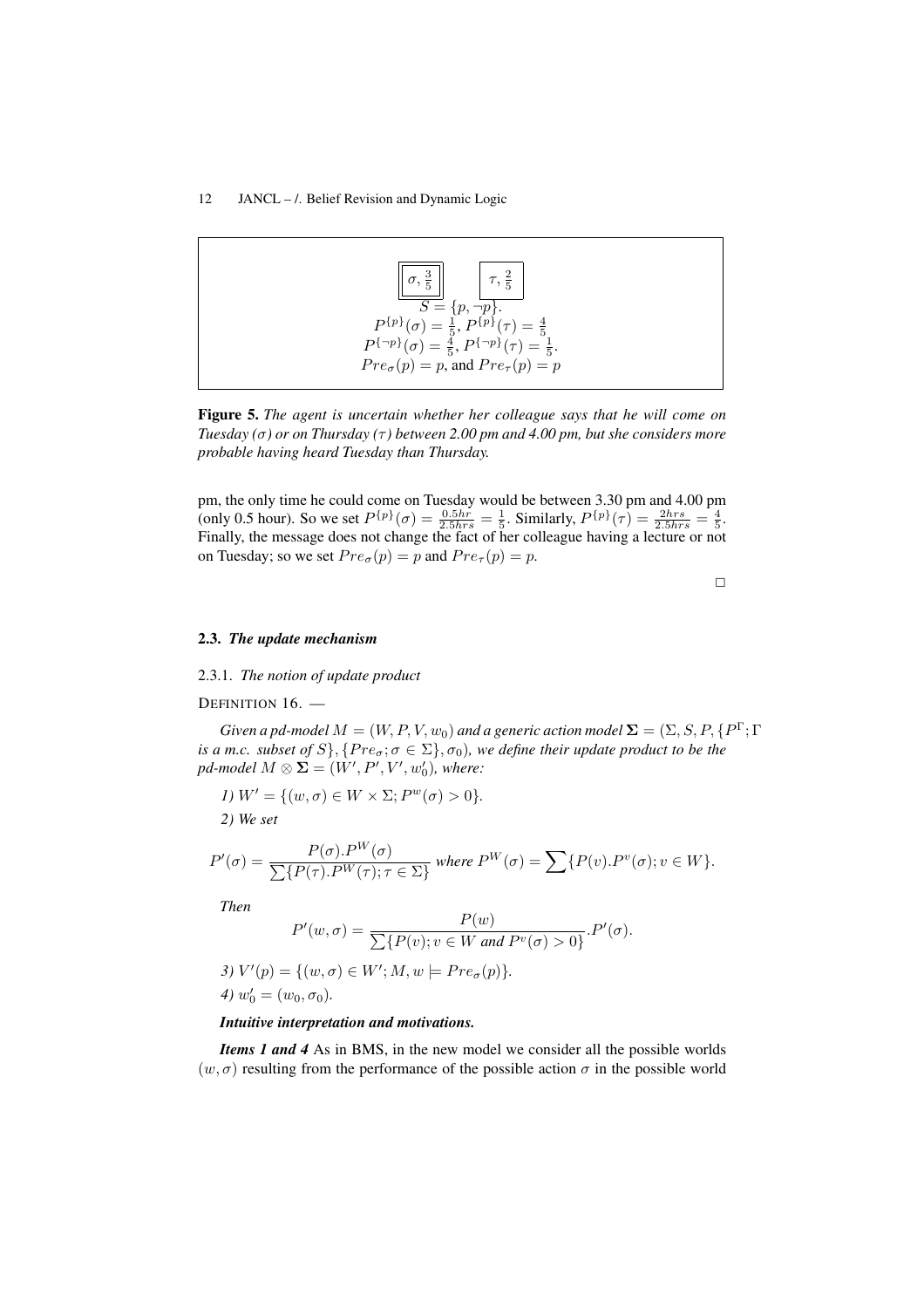$\boxed{\sigma, \frac{3}{5}}$ $\boxed{\tau, \frac{2}{5}}$

$S = \{p, \neg p\}$.
$P^{\{p\}}(\sigma) = \frac{1}{5}$, $P^{\{p\}}(\tau) = \frac{4}{5}$
$P^{\{\neg p\}}(\sigma) = \frac{4}{5}$, $P^{\{\neg p\}}(\tau) = \frac{1}{5}$.
$Pre_\sigma(p) = p$, and $Pre_\tau(p) = p$

**Figure 5.** *The agent is uncertain whether her colleague says that he will come on Tuesday ($\sigma$) or on Thursday ($\tau$) between 2.00 pm and 4.00 pm, but she considers more probable having heard Tuesday than Thursday.*

pm, the only time he could come on Tuesday would be between 3.30 pm and 4.00 pm (only 0.5 hour). So we set $P^{\{p\}}(\sigma) = \frac{0.5hr}{2.5hrs} = \frac{1}{5}$. Similarly, $P^{\{p\}}(\tau) = \frac{2hrs}{2.5hrs} = \frac{4}{5}$. Finally, the message does not change the fact of her colleague having a lecture or not on Tuesday; so we set $Pre_\sigma(p) = p$ and $Pre_\tau(p) = p$.

□

### 2.3. *The update mechanism*

#### 2.3.1. *The notion of update product*

DEFINITION 16. —

*Given a pd-model $M = (W, P, V, w_0)$ and a generic action model $\mathbf{\Sigma} = (\Sigma, S, P, \{P^\Gamma; \Gamma$ is a m.c. subset of $S\}, \{Pre_\sigma; \sigma \in \Sigma\}, \sigma_0)$, we define their update product to be the pd-model $M \otimes \mathbf{\Sigma} = (W', P', V', w'_0)$, where:*

*1)* $W' = \{(w, \sigma) \in W \times \Sigma; P^w(\sigma) > 0\}$.

*2) We set*

$$P'(\sigma) = \frac{P(\sigma).P^W(\sigma)}{\sum\{P(\tau).P^W(\tau); \tau \in \Sigma\}} \text{ where } P^W(\sigma) = \sum\{P(v).P^v(\sigma); v \in W\}.$$

*Then*

$$P'(w, \sigma) = \frac{P(w)}{\sum\{P(v); v \in W \text{ and } P^v(\sigma) > 0\}}.P'(\sigma).$$

*3)* $V'(p) = \{(w, \sigma) \in W'; M, w \models Pre_\sigma(p)\}$.

*4)* $w'_0 = (w_0, \sigma_0)$.

***Intuitive interpretation and motivations.***

***Items 1 and 4*** As in BMS, in the new model we consider all the possible worlds $(w, \sigma)$ resulting from the performance of the possible action $\sigma$ in the possible world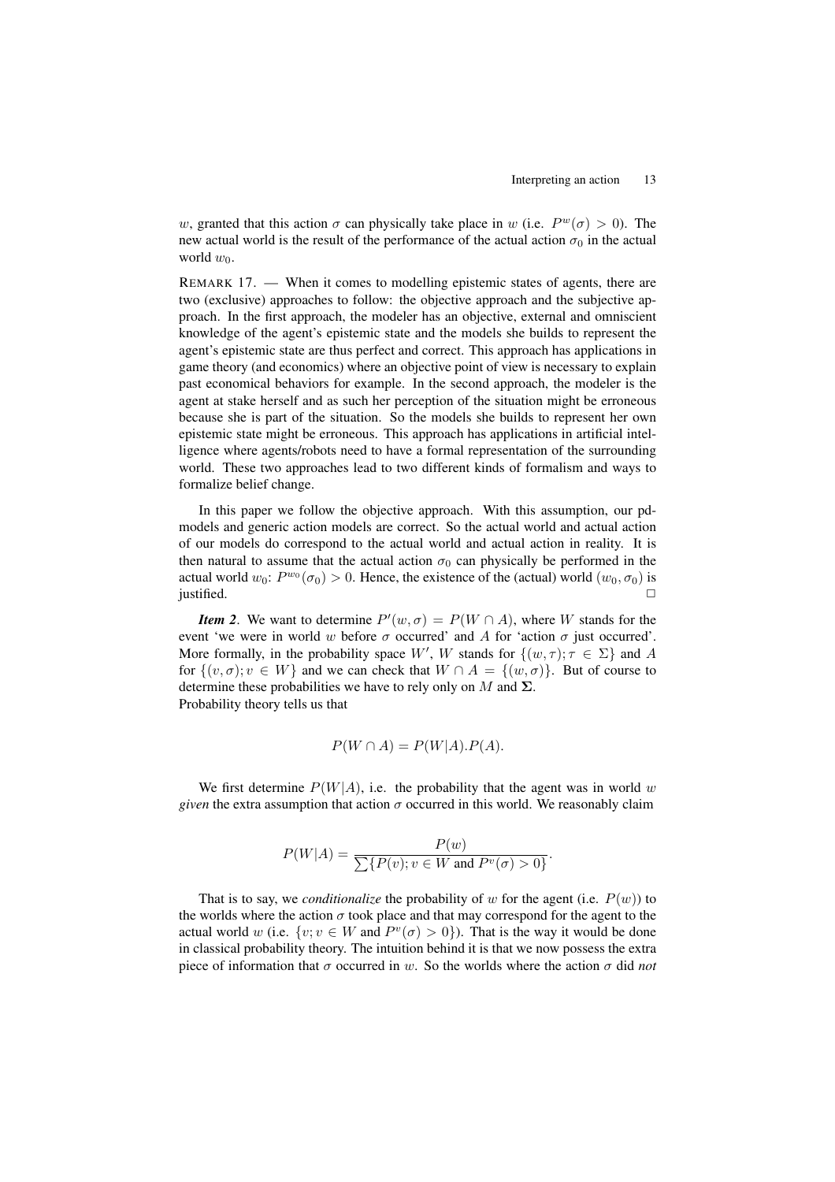$w$, granted that this action $\sigma$ can physically take place in $w$ (i.e. $P^w(\sigma) > 0$). The new actual world is the result of the performance of the actual action $\sigma_0$ in the actual world $w_0$.

REMARK 17. — When it comes to modelling epistemic states of agents, there are two (exclusive) approaches to follow: the objective approach and the subjective approach. In the first approach, the modeler has an objective, external and omniscient knowledge of the agent's epistemic state and the models she builds to represent the agent's epistemic state are thus perfect and correct. This approach has applications in game theory (and economics) where an objective point of view is necessary to explain past economical behaviors for example. In the second approach, the modeler is the agent at stake herself and as such her perception of the situation might be erroneous because she is part of the situation. So the models she builds to represent her own epistemic state might be erroneous. This approach has applications in artificial intelligence where agents/robots need to have a formal representation of the surrounding world. These two approaches lead to two different kinds of formalism and ways to formalize belief change.

In this paper we follow the objective approach. With this assumption, our pd-models and generic action models are correct. So the actual world and actual action of our models do correspond to the actual world and actual action in reality. It is then natural to assume that the actual action $\sigma_0$ can physically be performed in the actual world $w_0$: $P^{w_0}(\sigma_0) > 0$. Hence, the existence of the (actual) world $(w_0, \sigma_0)$ is justified. □

***Item 2***. We want to determine $P'(w, \sigma) = P(W \cap A)$, where $W$ stands for the event 'we were in world $w$ before $\sigma$ occurred' and $A$ for 'action $\sigma$ just occurred'. More formally, in the probability space $W'$, $W$ stands for $\{(w, \tau); \tau \in \Sigma\}$ and $A$ for $\{(v, \sigma); v \in W\}$ and we can check that $W \cap A = \{(w, \sigma)\}$. But of course to determine these probabilities we have to rely only on $M$ and $\mathbf{\Sigma}$.
Probability theory tells us that

$$P(W \cap A) = P(W|A).P(A).$$

We first determine $P(W|A)$, i.e. the probability that the agent was in world $w$ *given* the extra assumption that action $\sigma$ occurred in this world. We reasonably claim

$$P(W|A) = \frac{P(w)}{\sum\{P(v); v \in W \text{ and } P^v(\sigma) > 0\}}.$$

That is to say, we *conditionalize* the probability of $w$ for the agent (i.e. $P(w)$) to the worlds where the action $\sigma$ took place and that may correspond for the agent to the actual world $w$ (i.e. $\{v; v \in W \text{ and } P^v(\sigma) > 0\}$). That is the way it would be done in classical probability theory. The intuition behind it is that we now possess the extra piece of information that $\sigma$ occurred in $w$. So the worlds where the action $\sigma$ did *not*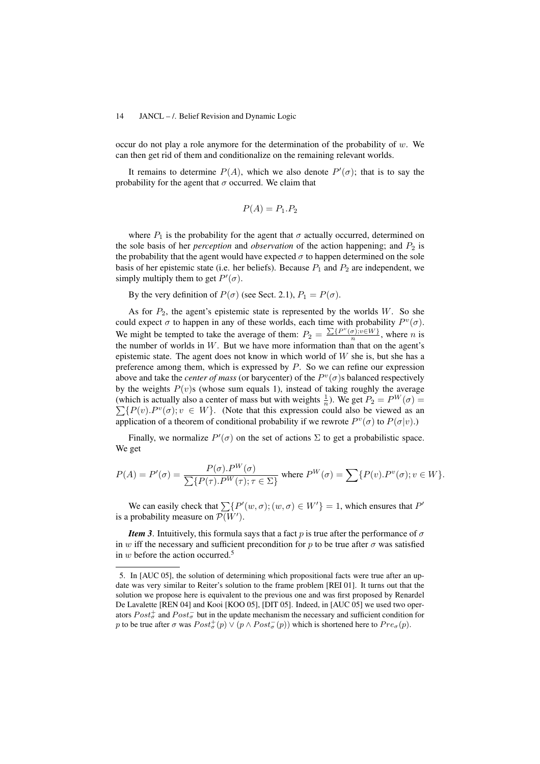occur do not play a role anymore for the determination of the probability of $w$. We can then get rid of them and conditionalize on the remaining relevant worlds.

It remains to determine $P(A)$, which we also denote $P'(\sigma)$; that is to say the probability for the agent that $\sigma$ occurred. We claim that

$$P(A) = P_1.P_2$$

where $P_1$ is the probability for the agent that $\sigma$ actually occurred, determined on the sole basis of her *perception* and *observation* of the action happening; and $P_2$ is the probability that the agent would have expected $\sigma$ to happen determined on the sole basis of her epistemic state (i.e. her beliefs). Because $P_1$ and $P_2$ are independent, we simply multiply them to get $P'(\sigma)$.

By the very definition of $P(\sigma)$ (see Sect. 2.1), $P_1 = P(\sigma)$.

As for $P_2$, the agent's epistemic state is represented by the worlds $W$. So she could expect $\sigma$ to happen in any of these worlds, each time with probability $P^v(\sigma)$. We might be tempted to take the average of them: $P_2 = \frac{\sum\{P^v(\sigma); v \in W\}}{n}$, where $n$ is the number of worlds in $W$. But we have more information than that on the agent's epistemic state. The agent does not know in which world of $W$ she is, but she has a preference among them, which is expressed by $P$. So we can refine our expression above and take the *center of mass* (or barycenter) of the $P^v(\sigma)$s balanced respectively by the weights $P(v)$s (whose sum equals 1), instead of taking roughly the average (which is actually also a center of mass but with weights $\frac{1}{n}$). We get $P_2 = P^W(\sigma) = \sum\{P(v).P^v(\sigma); v \in W\}$. (Note that this expression could also be viewed as an application of a theorem of conditional probability if we rewrote $P^v(\sigma)$ to $P(\sigma|v)$.)

Finally, we normalize $P'(\sigma)$ on the set of actions $\Sigma$ to get a probabilistic space. We get

$$P(A) = P'(\sigma) = \frac{P(\sigma).P^W(\sigma)}{\sum\{P(\tau).P^W(\tau); \tau \in \Sigma\}} \text{ where } P^W(\sigma) = \sum\{P(v).P^v(\sigma); v \in W\}.$$

We can easily check that $\sum\{P'(w, \sigma); (w, \sigma) \in W'\} = 1$, which ensures that $P'$ is a probability measure on $\mathcal{P}(W')$.

***Item 3***. Intuitively, this formula says that a fact $p$ is true after the performance of $\sigma$ in $w$ iff the necessary and sufficient precondition for $p$ to be true after $\sigma$ was satisfied in $w$ before the action occurred.[5]

---

5. In [AUC 05], the solution of determining which propositional facts were true after an update was very similar to Reiter's solution to the frame problem [REI 01]. It turns out that the solution we propose here is equivalent to the previous one and was first proposed by Renardel De Lavalette [REN 04] and Kooi [KOO 05], [DIT 05]. Indeed, in [AUC 05] we used two operators $Post^+_\sigma$ and $Post^-_\sigma$ but in the update mechanism the necessary and sufficient condition for $p$ to be true after $\sigma$ was $Post^+_\sigma(p) \vee (p \wedge Post^-_\sigma(p))$ which is shortened here to $Pre_\sigma(p)$.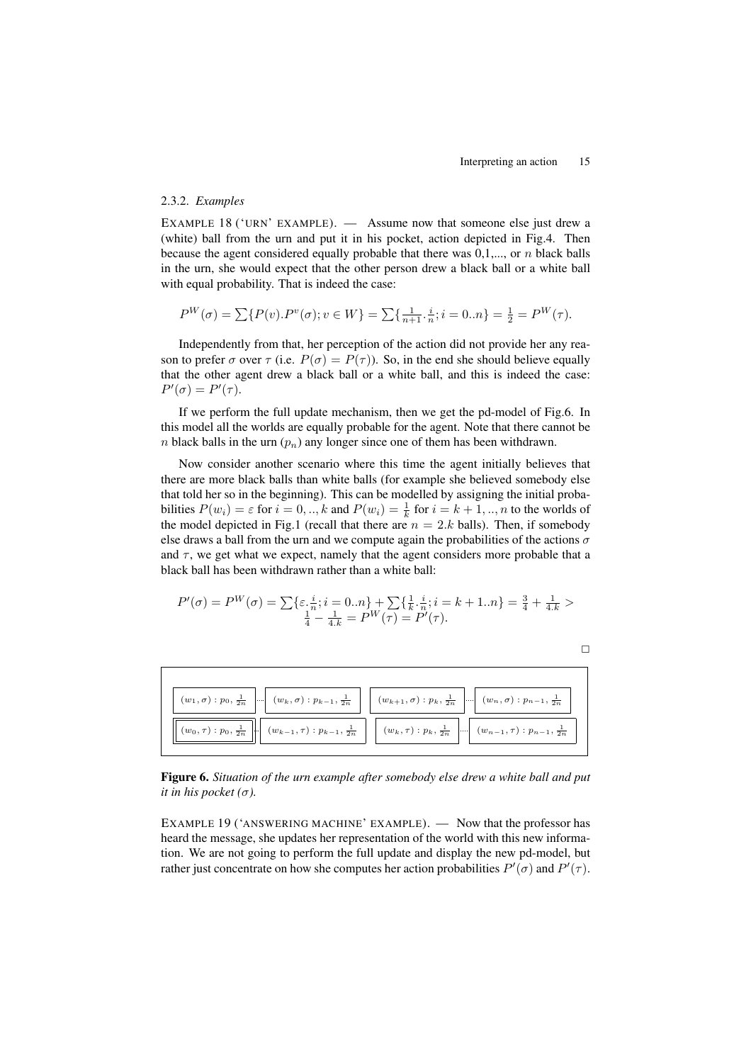### 2.3.2. *Examples*

EXAMPLE 18 ('URN' EXAMPLE). — Assume now that someone else just drew a (white) ball from the urn and put it in his pocket, action depicted in Fig.4. Then because the agent considered equally probable that there was 0,1,..., or $n$ black balls in the urn, she would expect that the other person drew a black ball or a white ball with equal probability. That is indeed the case:

$$P^W(\sigma) = \sum\{P(v).P^v(\sigma); v \in W\} = \sum\{\tfrac{1}{n+1}.\tfrac{i}{n}; i = 0..n\} = \tfrac{1}{2} = P^W(\tau).$$

Independently from that, her perception of the action did not provide her any reason to prefer $\sigma$ over $\tau$ (i.e. $P(\sigma) = P(\tau)$). So, in the end she should believe equally that the other agent drew a black ball or a white ball, and this is indeed the case: $P'(\sigma) = P'(\tau)$.

If we perform the full update mechanism, then we get the pd-model of Fig.6. In this model all the worlds are equally probable for the agent. Note that there cannot be $n$ black balls in the urn ($p_n$) any longer since one of them has been withdrawn.

Now consider another scenario where this time the agent initially believes that there are more black balls than white balls (for example she believed somebody else that told her so in the beginning). This can be modelled by assigning the initial probabilities $P(w_i) = \varepsilon$ for $i = 0, .., k$ and $P(w_i) = \frac{1}{k}$ for $i = k+1, .., n$ to the worlds of the model depicted in Fig.1 (recall that there are $n = 2.k$ balls). Then, if somebody else draws a ball from the urn and we compute again the probabilities of the actions $\sigma$ and $\tau$, we get what we expect, namely that the agent considers more probable that a black ball has been withdrawn rather than a white ball:

$$P'(\sigma) = P^W(\sigma) = \sum\{\varepsilon.\tfrac{i}{n}; i = 0..n\} + \sum\{\tfrac{1}{k}.\tfrac{i}{n}; i = k+1..n\} = \tfrac{3}{4} + \tfrac{1}{4.k} > \tfrac{1}{4} - \tfrac{1}{4.k} = P^W(\tau) = P'(\tau).$$

□

$(w_1, \sigma) : p_0, \frac{1}{2n}$ ... $(w_k, \sigma) : p_{k-1}, \frac{1}{2n}$ | $(w_{k+1}, \sigma) : p_k, \frac{1}{2n}$ ... $(w_n, \sigma) : p_{n-1}, \frac{1}{2n}$

$(w_0, \tau) : p_0, \frac{1}{2n}$ ... $(w_{k-1}, \tau) : p_{k-1}, \frac{1}{2n}$ | $(w_k, \tau) : p_k, \frac{1}{2n}$ ... $(w_{n-1}, \tau) : p_{n-1}, \frac{1}{2n}$

**Figure 6.** *Situation of the urn example after somebody else drew a white ball and put it in his pocket ($\sigma$).*

EXAMPLE 19 ('ANSWERING MACHINE' EXAMPLE). — Now that the professor has heard the message, she updates her representation of the world with this new information. We are not going to perform the full update and display the new pd-model, but rather just concentrate on how she computes her action probabilities $P'(\sigma)$ and $P'(\tau)$.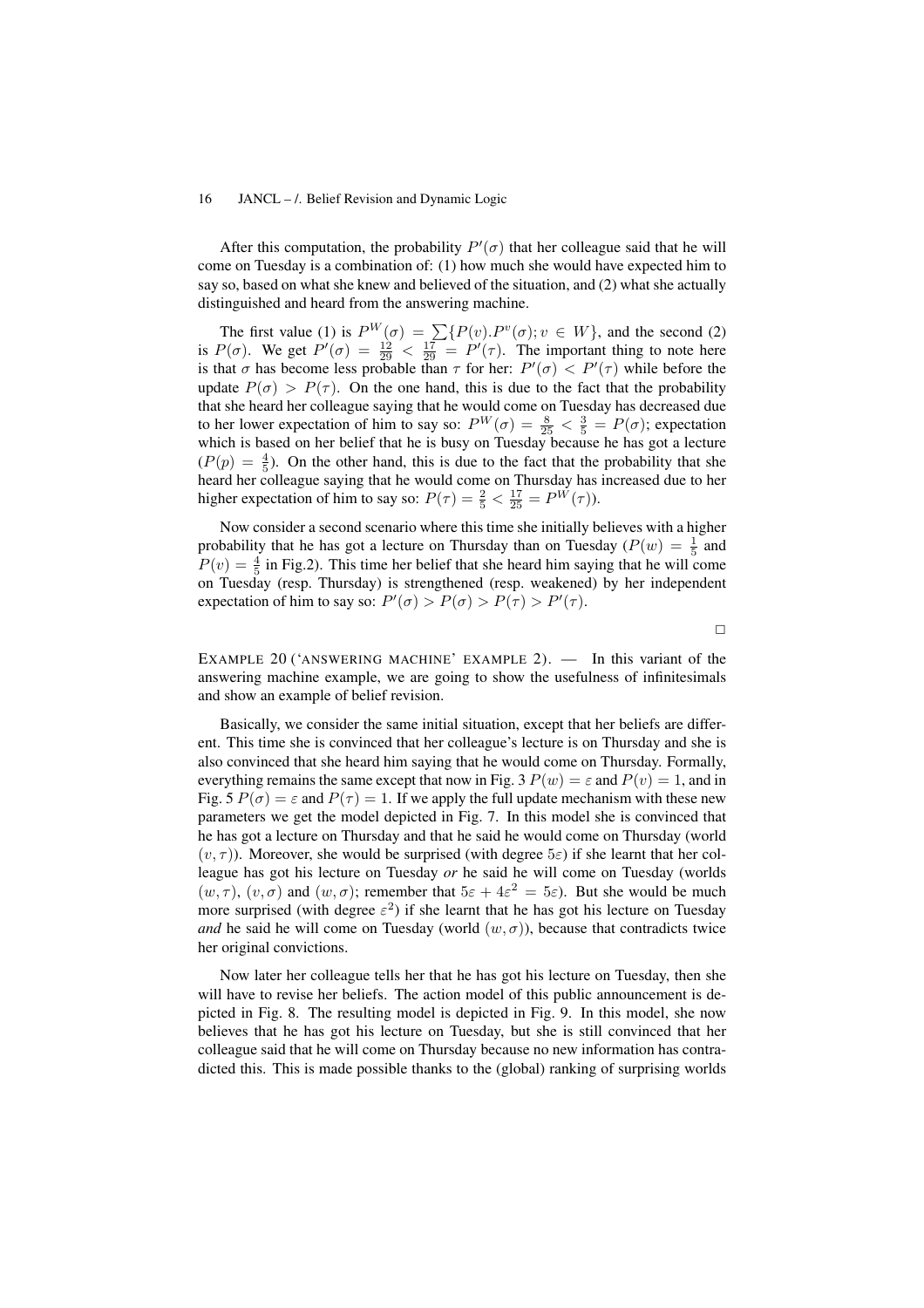After this computation, the probability $P'(\sigma)$ that her colleague said that he will come on Tuesday is a combination of: (1) how much she would have expected him to say so, based on what she knew and believed of the situation, and (2) what she actually distinguished and heard from the answering machine.

The first value (1) is $P^W(\sigma) = \sum\{P(v).P^v(\sigma); v \in W\}$, and the second (2) is $P(\sigma)$. We get $P'(\sigma) = \frac{12}{29} < \frac{17}{29} = P'(\tau)$. The important thing to note here is that $\sigma$ has become less probable than $\tau$ for her: $P'(\sigma) < P'(\tau)$ while before the update $P(\sigma) > P(\tau)$. On the one hand, this is due to the fact that the probability that she heard her colleague saying that he would come on Tuesday has decreased due to her lower expectation of him to say so: $P^W(\sigma) = \frac{8}{25} < \frac{3}{5} = P(\sigma)$; expectation which is based on her belief that he is busy on Tuesday because he has got a lecture ($P(p) = \frac{4}{5}$). On the other hand, this is due to the fact that the probability that she heard her colleague saying that he would come on Thursday has increased due to her higher expectation of him to say so: $P(\tau) = \frac{2}{5} < \frac{17}{25} = P^W(\tau)$).

Now consider a second scenario where this time she initially believes with a higher probability that he has got a lecture on Thursday than on Tuesday ($P(w) = \frac{1}{5}$ and $P(v) = \frac{4}{5}$ in Fig.2). This time her belief that she heard him saying that he will come on Tuesday (resp. Thursday) is strengthened (resp. weakened) by her independent expectation of him to say so: $P'(\sigma) > P(\sigma) > P(\tau) > P'(\tau)$.

□

EXAMPLE 20 ('ANSWERING MACHINE' EXAMPLE 2). — In this variant of the answering machine example, we are going to show the usefulness of infinitesimals and show an example of belief revision.

Basically, we consider the same initial situation, except that her beliefs are different. This time she is convinced that her colleague's lecture is on Thursday and she is also convinced that she heard him saying that he would come on Thursday. Formally, everything remains the same except that now in Fig. 3 $P(w) = \varepsilon$ and $P(v) = 1$, and in Fig. 5 $P(\sigma) = \varepsilon$ and $P(\tau) = 1$. If we apply the full update mechanism with these new parameters we get the model depicted in Fig. 7. In this model she is convinced that he has got a lecture on Thursday and that he said he would come on Thursday (world $(v, \tau)$). Moreover, she would be surprised (with degree $5\varepsilon$) if she learnt that her colleague has got his lecture on Tuesday *or* he said he will come on Tuesday (worlds $(w, \tau)$, $(v, \sigma)$ and $(w, \sigma)$; remember that $5\varepsilon + 4\varepsilon^2 = 5\varepsilon$). But she would be much more surprised (with degree $\varepsilon^2$) if she learnt that he has got his lecture on Tuesday *and* he said he will come on Tuesday (world $(w, \sigma)$), because that contradicts twice her original convictions.

Now later her colleague tells her that he has got his lecture on Tuesday, then she will have to revise her beliefs. The action model of this public announcement is depicted in Fig. 8. The resulting model is depicted in Fig. 9. In this model, she now believes that he has got his lecture on Tuesday, but she is still convinced that her colleague said that he will come on Thursday because no new information has contradicted this. This is made possible thanks to the (global) ranking of surprising worlds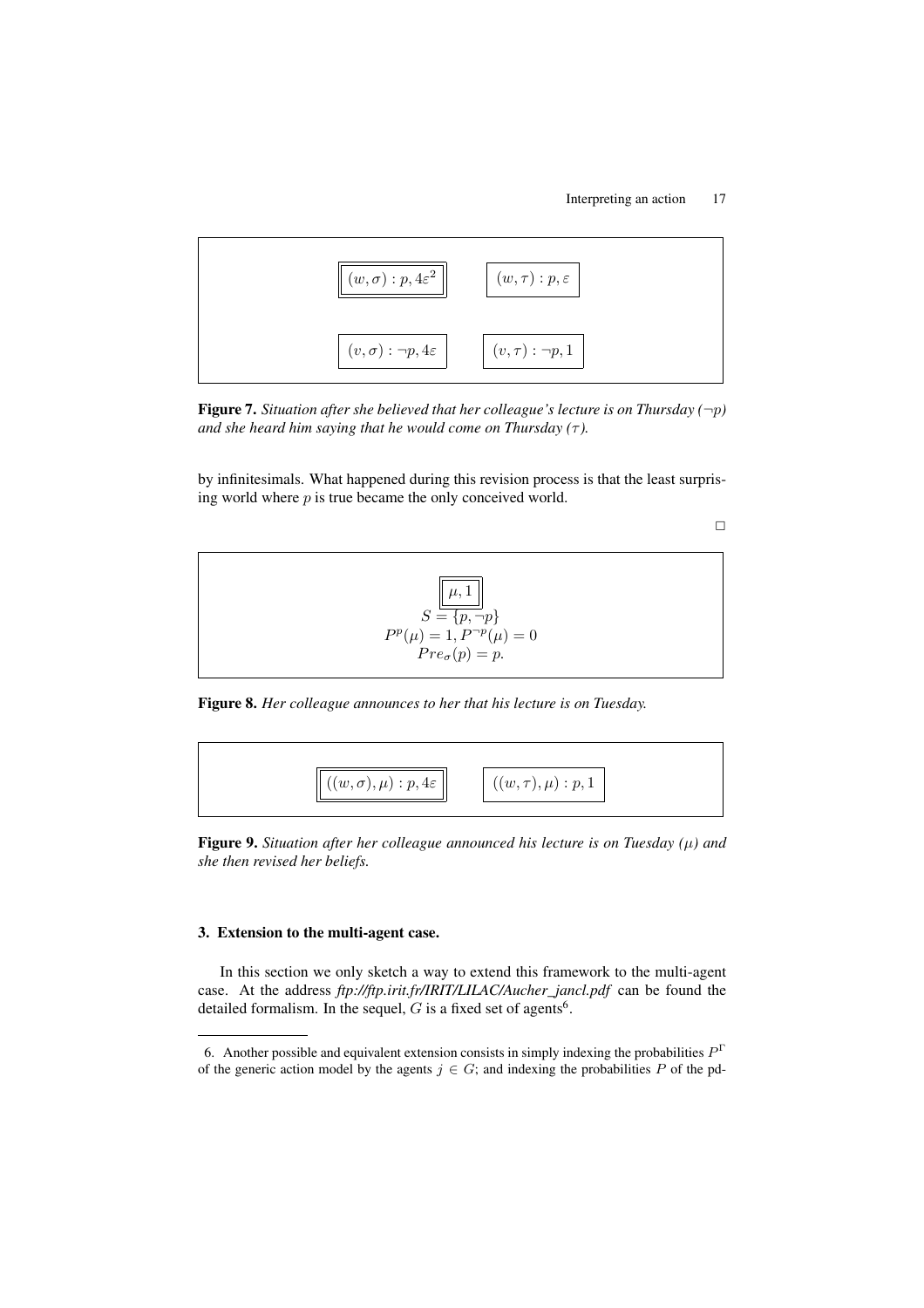$(w,\sigma) : p, 4\varepsilon^2$ $\quad$ $(w,\tau) : p, \varepsilon$

$(v,\sigma) : \neg p, 4\varepsilon$ $\quad$ $(v,\tau) : \neg p, 1$

**Figure 7.** *Situation after she believed that her colleague's lecture is on Thursday ($\neg p$) and she heard him saying that he would come on Thursday ($\tau$).*

by infinitesimals. What happened during this revision process is that the least surprising world where $p$ is true became the only conceived world.

□

$$\mu, 1$$
$$S = \{p, \neg p\}$$
$$P^p(\mu) = 1, P^{\neg p}(\mu) = 0$$
$$Pre_\sigma(p) = p.$$

**Figure 8.** *Her colleague announces to her that his lecture is on Tuesday.*

$((w,\sigma),\mu) : p, 4\varepsilon$ $\quad$ $((w,\tau),\mu) : p, 1$

**Figure 9.** *Situation after her colleague announced his lecture is on Tuesday ($\mu$) and she then revised her beliefs.*

## 3. Extension to the multi-agent case.

In this section we only sketch a way to extend this framework to the multi-agent case. At the address *ftp://ftp.irit.fr/IRIT/LILAC/Aucher_jancl.pdf* can be found the detailed formalism. In the sequel, $G$ is a fixed set of agents[6].

6. Another possible and equivalent extension consists in simply indexing the probabilities $P^\Gamma$ of the generic action model by the agents $j \in G$; and indexing the probabilities $P$ of the pd-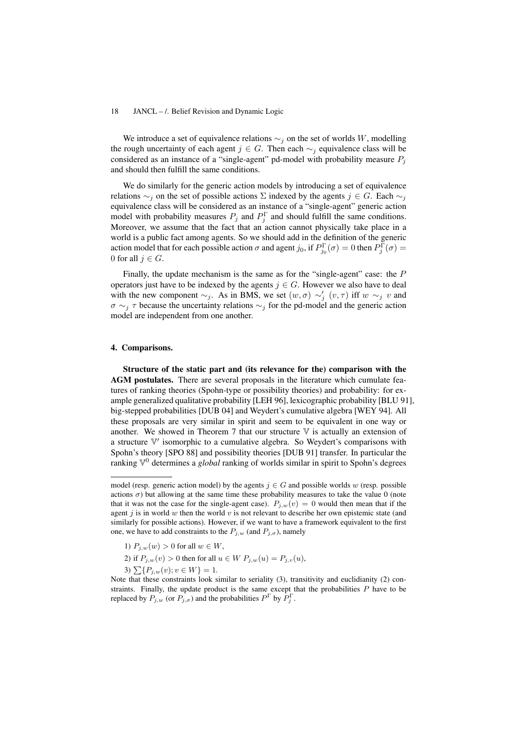We introduce a set of equivalence relations $\sim_j$ on the set of worlds $W$, modelling the rough uncertainty of each agent $j \in G$. Then each $\sim_j$ equivalence class will be considered as an instance of a "single-agent" pd-model with probability measure $P_j$ and should then fulfill the same conditions.

We do similarly for the generic action models by introducing a set of equivalence relations $\sim_j$ on the set of possible actions $\Sigma$ indexed by the agents $j \in G$. Each $\sim_j$ equivalence class will be considered as an instance of a "single-agent" generic action model with probability measures $P_j$ and $P_j^\Gamma$ and should fulfill the same conditions. Moreover, we assume that the fact that an action cannot physically take place in a world is a public fact among agents. So we should add in the definition of the generic action model that for each possible action $\sigma$ and agent $j_0$, if $P_{j_0}^\Gamma(\sigma) = 0$ then $P_j^\Gamma(\sigma) = 0$ for all $j \in G$.

Finally, the update mechanism is the same as for the "single-agent" case: the $P$ operators just have to be indexed by the agents $j \in G$. However we also have to deal with the new component $\sim_j$. As in BMS, we set $(w, \sigma) \sim_j' (v, \tau)$ iff $w \sim_j v$ and $\sigma \sim_j \tau$ because the uncertainty relations $\sim_j$ for the pd-model and the generic action model are independent from one another.

## 4. Comparisons.

**Structure of the static part and (its relevance for the) comparison with the AGM postulates.** There are several proposals in the literature which cumulate features of ranking theories (Spohn-type or possibility theories) and probability: for example generalized qualitative probability [LEH 96], lexicographic probability [BLU 91], big-stepped probabilities [DUB 04] and Weydert's cumulative algebra [WEY 94]. All these proposals are very similar in spirit and seem to be equivalent in one way or another. We showed in Theorem 7 that our structure $\mathbb{V}$ is actually an extension of a structure $\mathbb{V}'$ isomorphic to a cumulative algebra. So Weydert's comparisons with Spohn's theory [SPO 88] and possibility theories [DUB 91] transfer. In particular the ranking $\mathbb{V}^0$ determines a *global* ranking of worlds similar in spirit to Spohn's degrees

---

model (resp. generic action model) by the agents $j \in G$ and possible worlds $w$ (resp. possible actions $\sigma$) but allowing at the same time these probability measures to take the value 0 (note that it was not the case for the single-agent case). $P_{j,w}(v) = 0$ would then mean that if the agent $j$ is in world $w$ then the world $v$ is not relevant to describe her own epistemic state (and similarly for possible actions). However, if we want to have a framework equivalent to the first one, we have to add constraints to the $P_{j,w}$ (and $P_{j,\sigma}$), namely

1) $P_{j,w}(w) > 0$ for all $w \in W$,

2) if $P_{j,w}(v) > 0$ then for all $u \in W$ $P_{j,w}(u) = P_{j,v}(u)$,

3) $\sum\{P_{j,w}(v); v \in W\} = 1$.

Note that these constraints look similar to seriality (3), transitivity and euclidianity (2) constraints. Finally, the update product is the same except that the probabilities $P$ have to be replaced by $P_{j,w}$ (or $P_{j,\sigma}$) and the probabilities $P^\Gamma$ by $P_j^\Gamma$.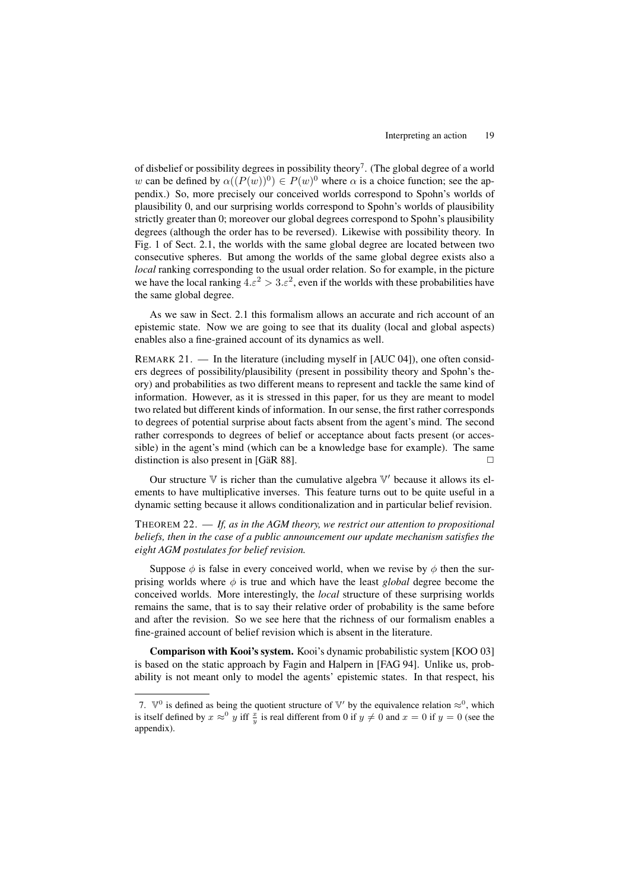of disbelief or possibility degrees in possibility theory[7]. (The global degree of a world $w$ can be defined by $\alpha((P(w))^0) \in P(w)^0$ where $\alpha$ is a choice function; see the appendix.) So, more precisely our conceived worlds correspond to Spohn's worlds of plausibility 0, and our surprising worlds correspond to Spohn's worlds of plausibility strictly greater than 0; moreover our global degrees correspond to Spohn's plausibility degrees (although the order has to be reversed). Likewise with possibility theory. In Fig. 1 of Sect. 2.1, the worlds with the same global degree are located between two consecutive spheres. But among the worlds of the same global degree exists also a *local* ranking corresponding to the usual order relation. So for example, in the picture we have the local ranking $4.\varepsilon^2 > 3.\varepsilon^2$, even if the worlds with these probabilities have the same global degree.

As we saw in Sect. 2.1 this formalism allows an accurate and rich account of an epistemic state. Now we are going to see that its duality (local and global aspects) enables also a fine-grained account of its dynamics as well.

REMARK 21. — In the literature (including myself in [AUC 04]), one often considers degrees of possibility/plausibility (present in possibility theory and Spohn's theory) and probabilities as two different means to represent and tackle the same kind of information. However, as it is stressed in this paper, for us they are meant to model two related but different kinds of information. In our sense, the first rather corresponds to degrees of potential surprise about facts absent from the agent's mind. The second rather corresponds to degrees of belief or acceptance about facts present (or accessible) in the agent's mind (which can be a knowledge base for example). The same distinction is also present in [GäR 88]. □

Our structure $\mathbb{V}$ is richer than the cumulative algebra $\mathbb{V}'$ because it allows its elements to have multiplicative inverses. This feature turns out to be quite useful in a dynamic setting because it allows conditionalization and in particular belief revision.

THEOREM 22. — *If, as in the AGM theory, we restrict our attention to propositional beliefs, then in the case of a public announcement our update mechanism satisfies the eight AGM postulates for belief revision.*

Suppose $\phi$ is false in every conceived world, when we revise by $\phi$ then the surprising worlds where $\phi$ is true and which have the least *global* degree become the conceived worlds. More interestingly, the *local* structure of these surprising worlds remains the same, that is to say their relative order of probability is the same before and after the revision. So we see here that the richness of our formalism enables a fine-grained account of belief revision which is absent in the literature.

**Comparison with Kooi's system.** Kooi's dynamic probabilistic system [KOO 03] is based on the static approach by Fagin and Halpern in [FAG 94]. Unlike us, probability is not meant only to model the agents' epistemic states. In that respect, his

7. $\mathbb{V}^0$ is defined as being the quotient structure of $\mathbb{V}'$ by the equivalence relation $\approx^0$, which is itself defined by $x \approx^0 y$ iff $\frac{x}{y}$ is real different from 0 if $y \neq 0$ and $x = 0$ if $y = 0$ (see the appendix).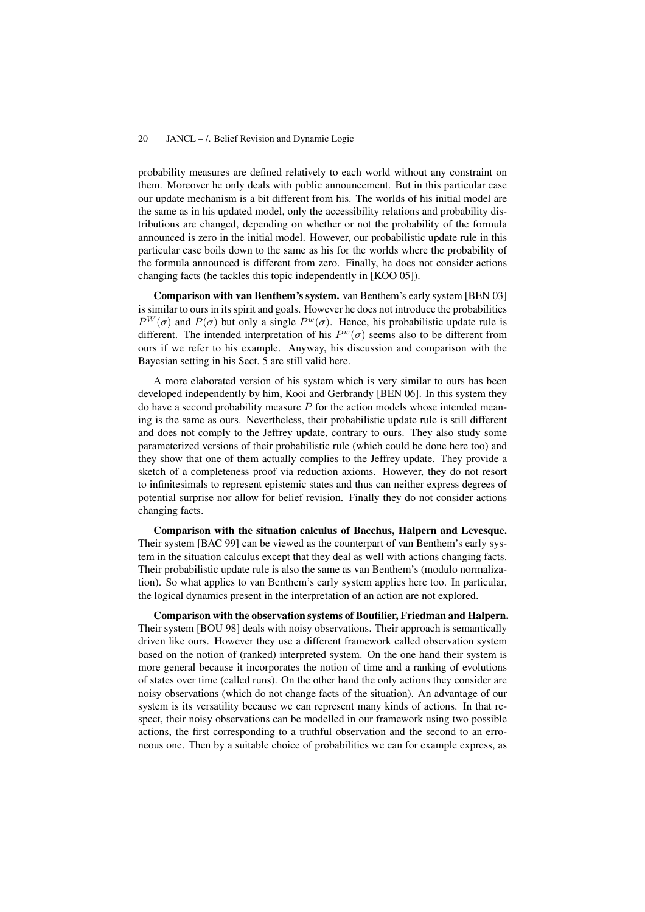probability measures are defined relatively to each world without any constraint on them. Moreover he only deals with public announcement. But in this particular case our update mechanism is a bit different from his. The worlds of his initial model are the same as in his updated model, only the accessibility relations and probability distributions are changed, depending on whether or not the probability of the formula announced is zero in the initial model. However, our probabilistic update rule in this particular case boils down to the same as his for the worlds where the probability of the formula announced is different from zero. Finally, he does not consider actions changing facts (he tackles this topic independently in [KOO 05]).

**Comparison with van Benthem's system.** van Benthem's early system [BEN 03] is similar to ours in its spirit and goals. However he does not introduce the probabilities $P^W(\sigma)$ and $P(\sigma)$ but only a single $P^w(\sigma)$. Hence, his probabilistic update rule is different. The intended interpretation of his $P^w(\sigma)$ seems also to be different from ours if we refer to his example. Anyway, his discussion and comparison with the Bayesian setting in his Sect. 5 are still valid here.

A more elaborated version of his system which is very similar to ours has been developed independently by him, Kooi and Gerbrandy [BEN 06]. In this system they do have a second probability measure $P$ for the action models whose intended meaning is the same as ours. Nevertheless, their probabilistic update rule is still different and does not comply to the Jeffrey update, contrary to ours. They also study some parameterized versions of their probabilistic rule (which could be done here too) and they show that one of them actually complies to the Jeffrey update. They provide a sketch of a completeness proof via reduction axioms. However, they do not resort to infinitesimals to represent epistemic states and thus can neither express degrees of potential surprise nor allow for belief revision. Finally they do not consider actions changing facts.

**Comparison with the situation calculus of Bacchus, Halpern and Levesque.** Their system [BAC 99] can be viewed as the counterpart of van Benthem's early system in the situation calculus except that they deal as well with actions changing facts. Their probabilistic update rule is also the same as van Benthem's (modulo normalization). So what applies to van Benthem's early system applies here too. In particular, the logical dynamics present in the interpretation of an action are not explored.

**Comparison with the observation systems of Boutilier, Friedman and Halpern.** Their system [BOU 98] deals with noisy observations. Their approach is semantically driven like ours. However they use a different framework called observation system based on the notion of (ranked) interpreted system. On the one hand their system is more general because it incorporates the notion of time and a ranking of evolutions of states over time (called runs). On the other hand the only actions they consider are noisy observations (which do not change facts of the situation). An advantage of our system is its versatility because we can represent many kinds of actions. In that respect, their noisy observations can be modelled in our framework using two possible actions, the first corresponding to a truthful observation and the second to an erroneous one. Then by a suitable choice of probabilities we can for example express, as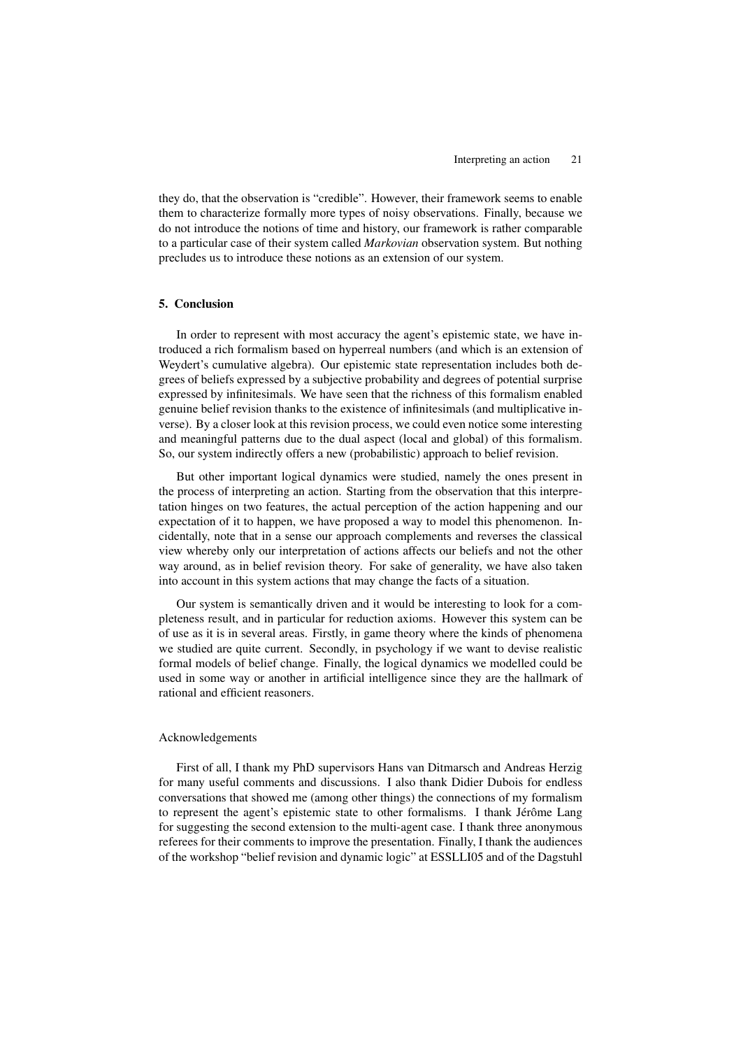they do, that the observation is "credible". However, their framework seems to enable them to characterize formally more types of noisy observations. Finally, because we do not introduce the notions of time and history, our framework is rather comparable to a particular case of their system called *Markovian* observation system. But nothing precludes us to introduce these notions as an extension of our system.

## 5. Conclusion

In order to represent with most accuracy the agent's epistemic state, we have introduced a rich formalism based on hyperreal numbers (and which is an extension of Weydert's cumulative algebra). Our epistemic state representation includes both degrees of beliefs expressed by a subjective probability and degrees of potential surprise expressed by infinitesimals. We have seen that the richness of this formalism enabled genuine belief revision thanks to the existence of infinitesimals (and multiplicative inverse). By a closer look at this revision process, we could even notice some interesting and meaningful patterns due to the dual aspect (local and global) of this formalism. So, our system indirectly offers a new (probabilistic) approach to belief revision.

But other important logical dynamics were studied, namely the ones present in the process of interpreting an action. Starting from the observation that this interpretation hinges on two features, the actual perception of the action happening and our expectation of it to happen, we have proposed a way to model this phenomenon. Incidentally, note that in a sense our approach complements and reverses the classical view whereby only our interpretation of actions affects our beliefs and not the other way around, as in belief revision theory. For sake of generality, we have also taken into account in this system actions that may change the facts of a situation.

Our system is semantically driven and it would be interesting to look for a completeness result, and in particular for reduction axioms. However this system can be of use as it is in several areas. Firstly, in game theory where the kinds of phenomena we studied are quite current. Secondly, in psychology if we want to devise realistic formal models of belief change. Finally, the logical dynamics we modelled could be used in some way or another in artificial intelligence since they are the hallmark of rational and efficient reasoners.

### Acknowledgements

First of all, I thank my PhD supervisors Hans van Ditmarsch and Andreas Herzig for many useful comments and discussions. I also thank Didier Dubois for endless conversations that showed me (among other things) the connections of my formalism to represent the agent's epistemic state to other formalisms. I thank Jérôme Lang for suggesting the second extension to the multi-agent case. I thank three anonymous referees for their comments to improve the presentation. Finally, I thank the audiences of the workshop "belief revision and dynamic logic" at ESSLLI05 and of the Dagstuhl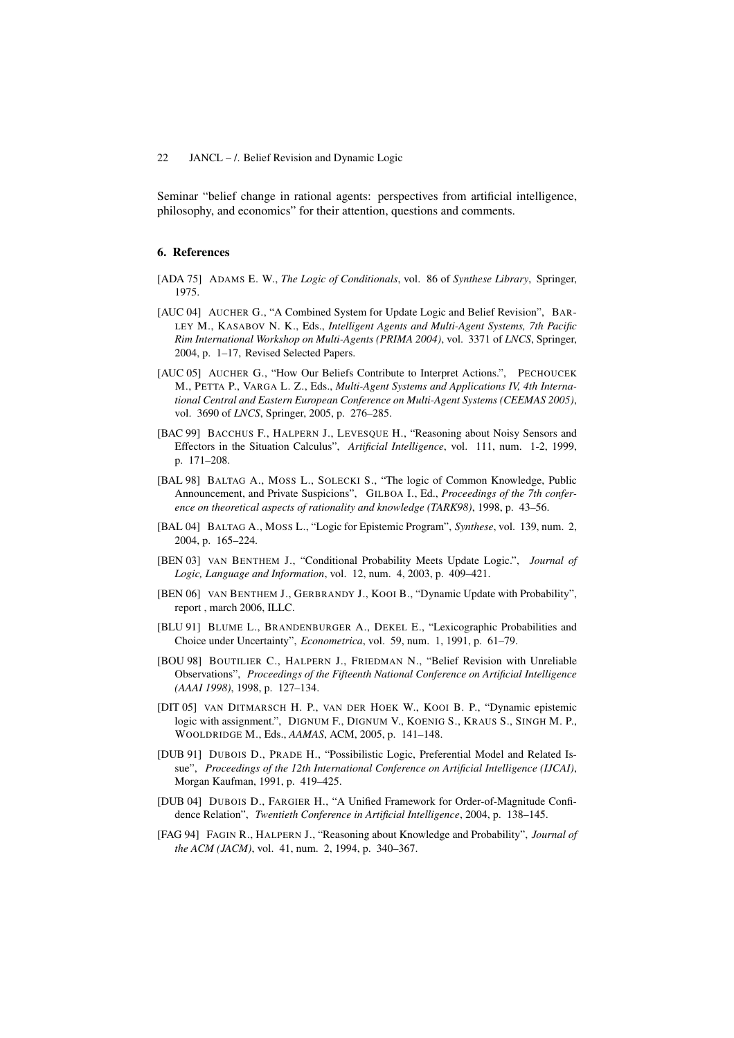Seminar "belief change in rational agents: perspectives from artificial intelligence, philosophy, and economics" for their attention, questions and comments.

## 6. References

[ADA 75] ADAMS E. W., *The Logic of Conditionals*, vol. 86 of *Synthese Library*, Springer, 1975.

[AUC 04] AUCHER G., "A Combined System for Update Logic and Belief Revision", BARLEY M., KASABOV N. K., Eds., *Intelligent Agents and Multi-Agent Systems, 7th Pacific Rim International Workshop on Multi-Agents (PRIMA 2004)*, vol. 3371 of *LNCS*, Springer, 2004, p. 1–17, Revised Selected Papers.

[AUC 05] AUCHER G., "How Our Beliefs Contribute to Interpret Actions.", PECHOUCEK M., PETTA P., VARGA L. Z., Eds., *Multi-Agent Systems and Applications IV, 4th International Central and Eastern European Conference on Multi-Agent Systems (CEEMAS 2005)*, vol. 3690 of *LNCS*, Springer, 2005, p. 276–285.

[BAC 99] BACCHUS F., HALPERN J., LEVESQUE H., "Reasoning about Noisy Sensors and Effectors in the Situation Calculus", *Artificial Intelligence*, vol. 111, num. 1-2, 1999, p. 171–208.

[BAL 98] BALTAG A., MOSS L., SOLECKI S., "The logic of Common Knowledge, Public Announcement, and Private Suspicions", GILBOA I., Ed., *Proceedings of the 7th conference on theoretical aspects of rationality and knowledge (TARK98)*, 1998, p. 43–56.

[BAL 04] BALTAG A., MOSS L., "Logic for Epistemic Program", *Synthese*, vol. 139, num. 2, 2004, p. 165–224.

[BEN 03] VAN BENTHEM J., "Conditional Probability Meets Update Logic.", *Journal of Logic, Language and Information*, vol. 12, num. 4, 2003, p. 409–421.

[BEN 06] VAN BENTHEM J., GERBRANDY J., KOOI B., "Dynamic Update with Probability", report , march 2006, ILLC.

[BLU 91] BLUME L., BRANDENBURGER A., DEKEL E., "Lexicographic Probabilities and Choice under Uncertainty", *Econometrica*, vol. 59, num. 1, 1991, p. 61–79.

[BOU 98] BOUTILIER C., HALPERN J., FRIEDMAN N., "Belief Revision with Unreliable Observations", *Proceedings of the Fifteenth National Conference on Artificial Intelligence (AAAI 1998)*, 1998, p. 127–134.

[DIT 05] VAN DITMARSCH H. P., VAN DER HOEK W., KOOI B. P., "Dynamic epistemic logic with assignment.", DIGNUM F., DIGNUM V., KOENIG S., KRAUS S., SINGH M. P., WOOLDRIDGE M., Eds., *AAMAS*, ACM, 2005, p. 141–148.

[DUB 91] DUBOIS D., PRADE H., "Possibilistic Logic, Preferential Model and Related Issue", *Proceedings of the 12th International Conference on Artificial Intelligence (IJCAI)*, Morgan Kaufman, 1991, p. 419–425.

[DUB 04] DUBOIS D., FARGIER H., "A Unified Framework for Order-of-Magnitude Confidence Relation", *Twentieth Conference in Artificial Intelligence*, 2004, p. 138–145.

[FAG 94] FAGIN R., HALPERN J., "Reasoning about Knowledge and Probability", *Journal of the ACM (JACM)*, vol. 41, num. 2, 1994, p. 340–367.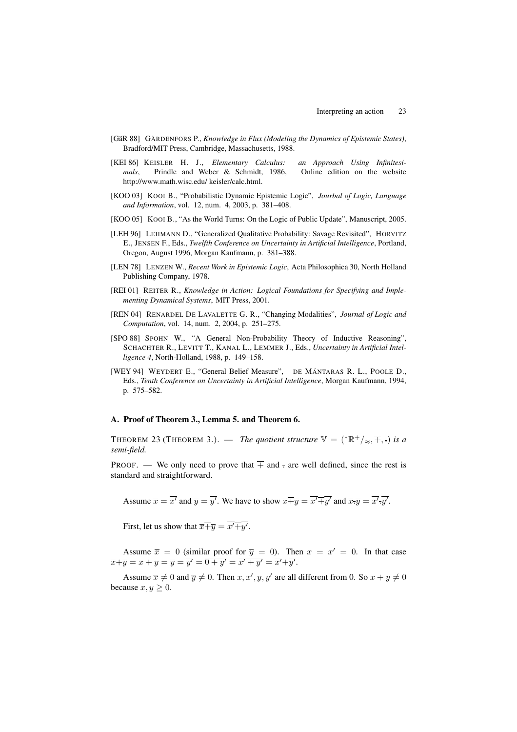[GäR 88] GÄRDENFORS P., *Knowledge in Flux (Modeling the Dynamics of Epistemic States)*, Bradford/MIT Press, Cambridge, Massachusetts, 1988.

[KEI 86] KEISLER H. J., *Elementary Calculus: an Approach Using Infinitesimals*, Prindle and Weber & Schmidt, 1986, Online edition on the website http://www.math.wisc.edu/ keisler/calc.html.

[KOO 03] KOOI B., "Probabilistic Dynamic Epistemic Logic", *Jourbal of Logic, Language and Information*, vol. 12, num. 4, 2003, p. 381–408.

[KOO 05] KOOI B., "As the World Turns: On the Logic of Public Update", Manuscript, 2005.

[LEH 96] LEHMANN D., "Generalized Qualitative Probability: Savage Revisited", HORVITZ E., JENSEN F., Eds., *Twelfth Conference on Uncertainty in Artificial Intelligence*, Portland, Oregon, August 1996, Morgan Kaufmann, p. 381–388.

[LEN 78] LENZEN W., *Recent Work in Epistemic Logic*, Acta Philosophica 30, North Holland Publishing Company, 1978.

[REI 01] REITER R., *Knowledge in Action: Logical Foundations for Specifying and Implementing Dynamical Systems*, MIT Press, 2001.

[REN 04] RENARDEL DE LAVALETTE G. R., "Changing Modalities", *Journal of Logic and Computation*, vol. 14, num. 2, 2004, p. 251–275.

[SPO 88] SPOHN W., "A General Non-Probability Theory of Inductive Reasoning", SCHACHTER R., LEVITT T., KANAL L., LEMMER J., Eds., *Uncertainty in Artificial Intelligence 4*, North-Holland, 1988, p. 149–158.

[WEY 94] WEYDERT E., "General Belief Measure", DE MÁNTARAS R. L., POOLE D., Eds., *Tenth Conference on Uncertainty in Artificial Intelligence*, Morgan Kaufmann, 1994, p. 575–582.

## A. Proof of Theorem 3., Lemma 5. and Theorem 6.

THEOREM 23 (THEOREM 3.). — *The quotient structure* $\mathbb{V} = ({}^*\mathbb{R}^+/_{\approx}, \overline{+}, \overline{\cdot})$ *is a semi-field.*

PROOF. — We only need to prove that $\overline{+}$ and $\overline{\cdot}$ are well defined, since the rest is standard and straightforward.

Assume $\overline{x} = \overline{x'}$ and $\overline{y} = \overline{y'}$. We have to show $\overline{x}\overline{+}\overline{y} = \overline{x'}\overline{+}\overline{y'}$ and $\overline{x}\overline{\cdot}\overline{y} = \overline{x'}\overline{\cdot}\overline{y'}$.

First, let us show that $\overline{x}\overline{+}\overline{y} = \overline{x'}\overline{+}\overline{y'}$.

Assume $\overline{x} = 0$ (similar proof for $\overline{y} = 0$). Then $x = x' = 0$. In that case $\overline{x}\overline{+}\overline{y} = \overline{x+y} = \overline{y} = \overline{y'} = \overline{0+y'} = \overline{x'+y'} = \overline{x'}\overline{+}\overline{y'}$.

Assume $\overline{x} \neq 0$ and $\overline{y} \neq 0$. Then $x, x', y, y'$ are all different from 0. So $x + y \neq 0$ because $x, y \geq 0$.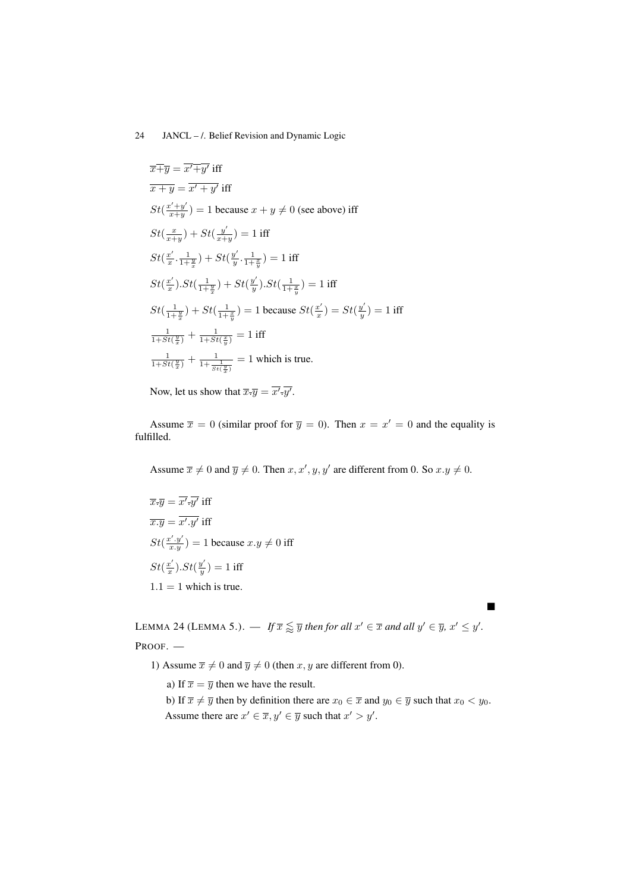$\overline{x}\dot{+}\overline{y} = \overline{x'}\dot{+}\overline{y'}$ iff

$\overline{x+y} = \overline{x'+y'}$ iff

$St(\frac{x'+y'}{x+y}) = 1$ because $x+y \neq 0$ (see above) iff

$St(\frac{x}{x+y}) + St(\frac{y'}{x+y}) = 1$ iff

$St(\frac{x'}{x}.\frac{1}{1+\frac{y}{x}}) + St(\frac{y'}{y}.\frac{1}{1+\frac{x}{y}}) = 1$ iff

$St(\frac{x'}{x}).St(\frac{1}{1+\frac{y}{x}}) + St(\frac{y'}{y}).St(\frac{1}{1+\frac{x}{y}}) = 1$ iff

$St(\frac{1}{1+\frac{y}{x}}) + St(\frac{1}{1+\frac{x}{y}}) = 1$ because $St(\frac{x'}{x}) = St(\frac{y'}{y}) = 1$ iff

$\frac{1}{1+St(\frac{y}{x})} + \frac{1}{1+St(\frac{x}{y})} = 1$ iff

$\frac{1}{1+St(\frac{y}{x})} + \frac{1}{1+\frac{1}{St(\frac{y}{x})}} = 1$ which is true.

Now, let us show that $\overline{x}\dot{.}\overline{y} = \overline{x'}\dot{.}\overline{y'}$.

Assume $\overline{x} = 0$ (similar proof for $\overline{y} = 0$). Then $x = x' = 0$ and the equality is fulfilled.

Assume $\overline{x} \neq 0$ and $\overline{y} \neq 0$. Then $x, x', y, y'$ are different from 0. So $x.y \neq 0$.

$\overline{x}\dot{.}\overline{y} = \overline{x'}\dot{.}\overline{y'}$ iff

$\overline{x.y} = \overline{x'.y'}$ iff

$St(\frac{x'.y'}{x.y}) = 1$ because $x.y \neq 0$ iff

$St(\frac{x'}{x}).St(\frac{y'}{y}) = 1$ iff

$1.1 = 1$ which is true.

∎

LEMMA 24 (LEMMA 5.). — *If $\overline{x} \lessapprox \overline{y}$ then for all $x' \in \overline{x}$ and all $y' \in \overline{y}$, $x' \leq y'$.*

PROOF. —

1) Assume $\overline{x} \neq 0$ and $\overline{y} \neq 0$ (then $x, y$ are different from 0).

a) If $\overline{x} = \overline{y}$ then we have the result.

b) If $\overline{x} \neq \overline{y}$ then by definition there are $x_0 \in \overline{x}$ and $y_0 \in \overline{y}$ such that $x_0 < y_0$. Assume there are $x' \in \overline{x}, y' \in \overline{y}$ such that $x' > y'$.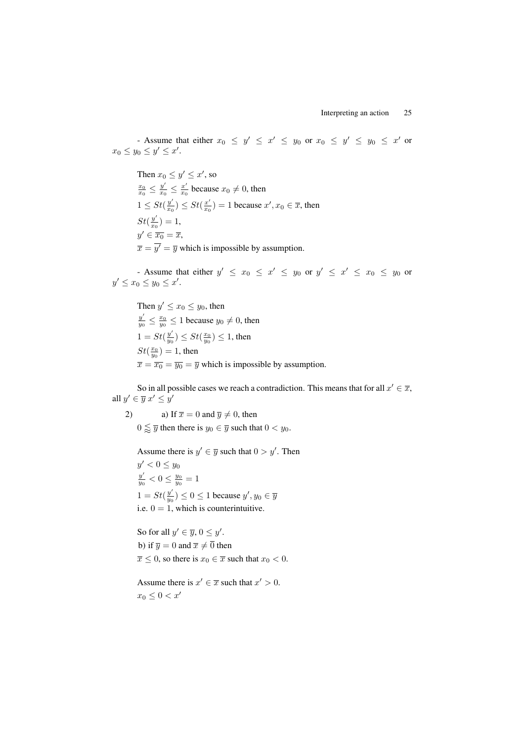- Assume that either $x_0 \leq y' \leq x' \leq y_0$ or $x_0 \leq y' \leq y_0 \leq x'$ or $x_0 \leq y_0 \leq y' \leq x'$.

Then $x_0 \leq y' \leq x'$, so
$\frac{x_0}{x_0} \leq \frac{y'}{x_0} \leq \frac{x'}{x_0}$ because $x_0 \neq 0$, then
$1 \leq St(\frac{y'}{x_0}) \leq St(\frac{x'}{x_0}) = 1$ because $x', x_0 \in \overline{x}$, then
$St(\frac{y'}{x_0}) = 1$,
$y' \in \overline{x_0} = \overline{x}$,
$\overline{x} = \overline{y'} = \overline{y}$ which is impossible by assumption.

- Assume that either $y' \leq x_0 \leq x' \leq y_0$ or $y' \leq x' \leq x_0 \leq y_0$ or $y' \leq x_0 \leq y_0 \leq x'$.

Then $y' \leq x_0 \leq y_0$, then
$\frac{y'}{y_0} \leq \frac{x_0}{y_0} \leq 1$ because $y_0 \neq 0$, then
$1 = St(\frac{y'}{y_0}) \leq St(\frac{x_0}{y_0}) \leq 1$, then
$St(\frac{x_0}{y_0}) = 1$, then
$\overline{x} = \overline{x_0} = \overline{y_0} = \overline{y}$ which is impossible by assumption.

So in all possible cases we reach a contradiction. This means that for all $x' \in \overline{x}$, all $y' \in \overline{y}$ $x' \leq y'$

2) a) If $\overline{x} = 0$ and $\overline{y} \neq 0$, then
$0 \lessapprox \overline{y}$ then there is $y_0 \in \overline{y}$ such that $0 < y_0$.

Assume there is $y' \in \overline{y}$ such that $0 > y'$. Then
$y' < 0 \leq y_0$
$\frac{y'}{y_0} < 0 \leq \frac{y_0}{y_0} = 1$
$1 = St(\frac{y'}{y_0}) \leq 0 \leq 1$ because $y', y_0 \in \overline{y}$
i.e. $0 = 1$, which is counterintuitive.

So for all $y' \in \overline{y}$, $0 \leq y'$.
b) if $\overline{y} = 0$ and $\overline{x} \neq \overline{0}$ then
$\overline{x} \leq 0$, so there is $x_0 \in \overline{x}$ such that $x_0 < 0$.

Assume there is $x' \in \overline{x}$ such that $x' > 0$.
$x_0 \leq 0 < x'$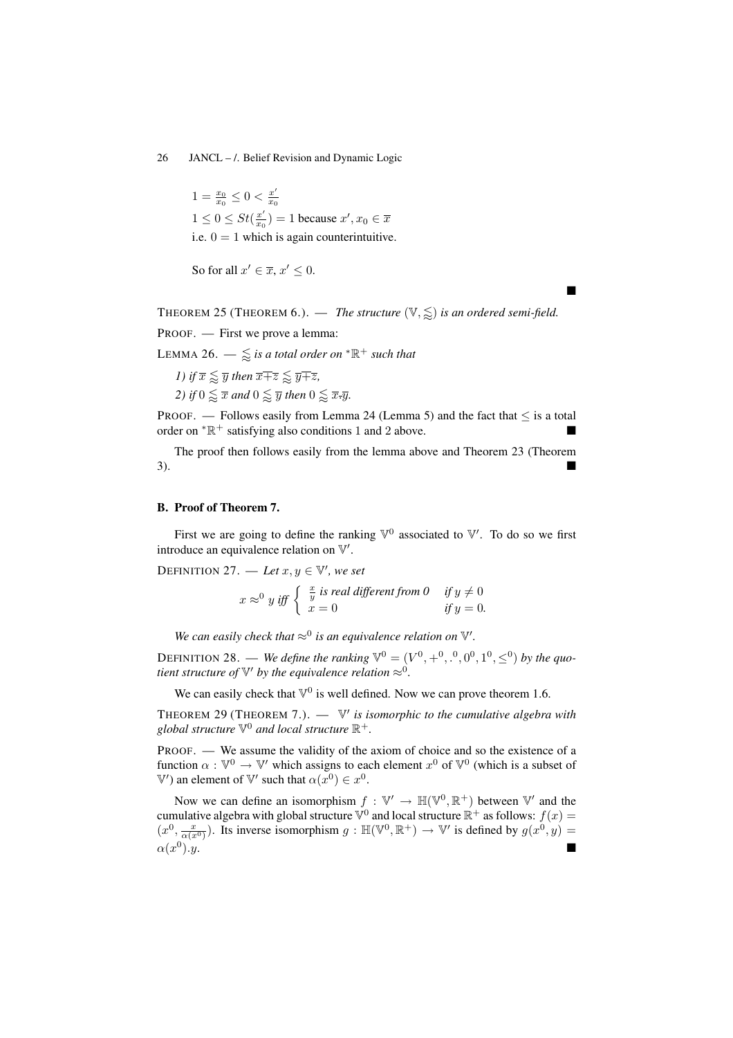$1 = \frac{x_0}{x_0} \leq 0 < \frac{x'}{x_0}$

$1 \leq 0 \leq St(\frac{x'}{x_0}) = 1$ because $x', x_0 \in \overline{x}$

i.e. $0 = 1$ which is again counterintuitive.

So for all $x' \in \overline{x}$, $x' \leq 0$.

■

THEOREM 25 (THEOREM 6.). — *The structure* $(\mathbb{V}, \lessapprox)$ *is an ordered semi-field.*

PROOF. — First we prove a lemma:

LEMMA 26. — $\lessapprox$ *is a total order on* ${}^*\mathbb{R}^+$ *such that*

*1) if* $\overline{x} \lessapprox \overline{y}$ *then* $\overline{x \dot{+} z} \lessapprox \overline{y \dot{+} z}$,

*2) if* $0 \lessapprox \overline{x}$ *and* $0 \lessapprox \overline{y}$ *then* $0 \lessapprox \overline{x . y}$.

PROOF. — Follows easily from Lemma 24 (Lemma 5) and the fact that $\leq$ is a total order on ${}^*\mathbb{R}^+$ satisfying also conditions 1 and 2 above. ■

The proof then follows easily from the lemma above and Theorem 23 (Theorem 3). ■

### B. Proof of Theorem 7.

First we are going to define the ranking $\mathbb{V}^0$ associated to $\mathbb{V}'$. To do so we first introduce an equivalence relation on $\mathbb{V}'$.

DEFINITION 27. — *Let* $x, y \in \mathbb{V}'$, *we set*

$$x \approx^0 y \text{ iff } \begin{cases} \frac{x}{y} \text{ is real different from 0} & \text{if } y \neq 0 \\ x = 0 & \text{if } y = 0. \end{cases}$$

*We can easily check that* $\approx^0$ *is an equivalence relation on* $\mathbb{V}'$.

DEFINITION 28. — *We define the ranking* $\mathbb{V}^0 = (V^0, +^0, .^0, 0^0, 1^0, \leq^0)$ *by the quotient structure of* $\mathbb{V}'$ *by the equivalence relation* $\approx^0$.

We can easily check that $\mathbb{V}^0$ is well defined. Now we can prove theorem 1.6.

THEOREM 29 (THEOREM 7.). — $\mathbb{V}'$ *is isomorphic to the cumulative algebra with global structure* $\mathbb{V}^0$ *and local structure* $\mathbb{R}^+$.

PROOF. — We assume the validity of the axiom of choice and so the existence of a function $\alpha : \mathbb{V}^0 \rightarrow \mathbb{V}'$ which assigns to each element $x^0$ of $\mathbb{V}^0$ (which is a subset of $\mathbb{V}'$) an element of $\mathbb{V}'$ such that $\alpha(x^0) \in x^0$.

Now we can define an isomorphism $f : \mathbb{V}' \rightarrow \mathbb{H}(\mathbb{V}^0, \mathbb{R}^+)$ between $\mathbb{V}'$ and the cumulative algebra with global structure $\mathbb{V}^0$ and local structure $\mathbb{R}^+$ as follows: $f(x) = (x^0, \frac{x}{\alpha(x^0)})$. Its inverse isomorphism $g : \mathbb{H}(\mathbb{V}^0, \mathbb{R}^+) \rightarrow \mathbb{V}'$ is defined by $g(x^0, y) = \alpha(x^0).y$. ■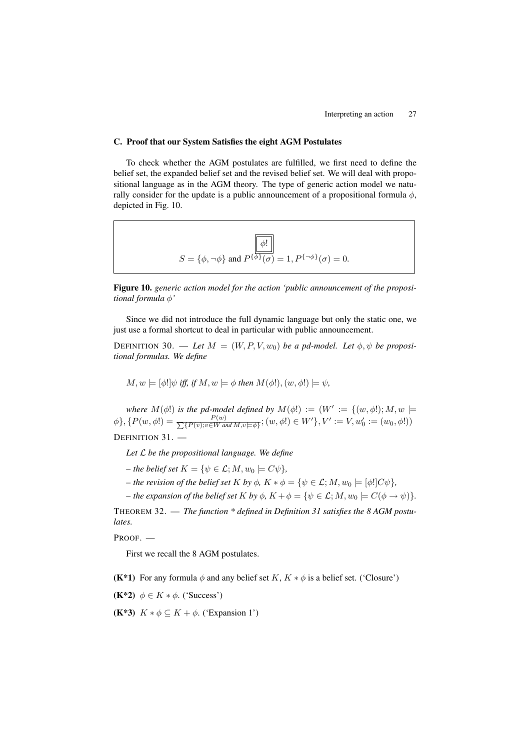### C. Proof that our System Satisfies the eight AGM Postulates

To check whether the AGM postulates are fulfilled, we first need to define the belief set, the expanded belief set and the revised belief set. We will deal with propositional language as in the AGM theory. The type of generic action model we naturally consider for the update is a public announcement of a propositional formula $\phi$, depicted in Fig. 10.

$$\boxed{\phi!}$$

$$S = \{\phi, \neg\phi\} \text{ and } P^{\{\phi\}}(\sigma) = 1, P^{\{\neg\phi\}}(\sigma) = 0.$$

**Figure 10.** *generic action model for the action 'public announcement of the propositional formula $\phi$'*

Since we did not introduce the full dynamic language but only the static one, we just use a formal shortcut to deal in particular with public announcement.

DEFINITION 30. — *Let $M = (W, P, V, w_0)$ be a pd-model. Let $\phi, \psi$ be propositional formulas. We define*

$$M, w \models [\phi!]\psi \textit{ iff, if } M, w \models \phi \textit{ then } M(\phi!), (w, \phi!) \models \psi,$$

*where $M(\phi!)$ is the pd-model defined by $M(\phi!) := (W' := \{(w, \phi!); M, w \models \phi\}, \{P(w, \phi!) = \frac{P(w)}{\sum\{P(v); v \in W \text{ and } M, v \models \phi\}}; (w, \phi!) \in W'\}, V' := V, w'_0 := (w_0, \phi!))$*

DEFINITION 31. —

*Let $\mathcal{L}$ be the propositional language. We define*

*– the belief set $K = \{\psi \in \mathcal{L}; M, w_0 \models C\psi\}$,*

*– the revision of the belief set $K$ by $\phi$, $K * \phi = \{\psi \in \mathcal{L}; M, w_0 \models [\phi!]C\psi\}$,*

*– the expansion of the belief set $K$ by $\phi$, $K + \phi = \{\psi \in \mathcal{L}; M, w_0 \models C(\phi \to \psi)\}$.*

THEOREM 32. — *The function * defined in Definition 31 satisfies the 8 AGM postulates.*

PROOF. —

First we recall the 8 AGM postulates.

**(K*1)** For any formula $\phi$ and any belief set $K$, $K * \phi$ is a belief set. ('Closure')

**(K*2)** $\phi \in K * \phi$. ('Success')

**(K*3)** $K * \phi \subseteq K + \phi$. ('Expansion 1')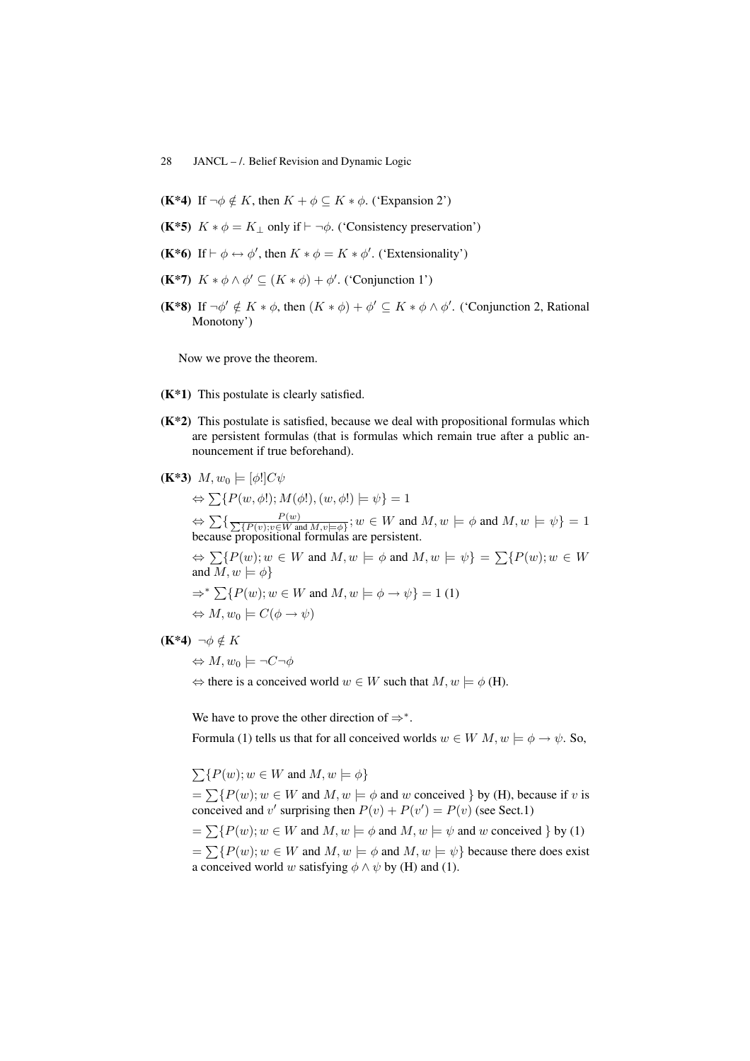**(K*4)** If $\neg\phi \notin K$, then $K + \phi \subseteq K * \phi$. ('Expansion 2')

**(K*5)** $K * \phi = K_\perp$ only if $\vdash \neg\phi$. ('Consistency preservation')

**(K*6)** If $\vdash \phi \leftrightarrow \phi'$, then $K * \phi = K * \phi'$. ('Extensionality')

**(K*7)** $K * \phi \wedge \phi' \subseteq (K * \phi) + \phi'$. ('Conjunction 1')

**(K*8)** If $\neg\phi' \notin K * \phi$, then $(K * \phi) + \phi' \subseteq K * \phi \wedge \phi'$. ('Conjunction 2, Rational Monotony')

Now we prove the theorem.

**(K*1)** This postulate is clearly satisfied.

**(K*2)** This postulate is satisfied, because we deal with propositional formulas which are persistent formulas (that is formulas which remain true after a public announcement if true beforehand).

**(K*3)** $M, w_0 \models [\phi!]C\psi$

$\Leftrightarrow \sum\{P(w, \phi!); M(\phi!), (w, \phi!) \models \psi\} = 1$

$\Leftrightarrow \sum\{\frac{P(w)}{\sum\{P(v); v \in W \text{ and } M, v \models \phi\}}; w \in W$ and $M, w \models \phi$ and $M, w \models \psi\} = 1$ because propositional formulas are persistent.

$\Leftrightarrow \sum\{P(w); w \in W$ and $M, w \models \phi$ and $M, w \models \psi\} = \sum\{P(w); w \in W$ and $M, w \models \phi\}$

$\Rightarrow^* \sum\{P(w); w \in W$ and $M, w \models \phi \rightarrow \psi\} = 1$ (1)

$\Leftrightarrow M, w_0 \models C(\phi \rightarrow \psi)$

**(K*4)** $\neg\phi \notin K$

$\Leftrightarrow M, w_0 \models \neg C \neg\phi$

$\Leftrightarrow$ there is a conceived world $w \in W$ such that $M, w \models \phi$ (H).

We have to prove the other direction of $\Rightarrow^*$.

Formula (1) tells us that for all conceived worlds $w \in W$ $M, w \models \phi \rightarrow \psi$. So,

$\sum\{P(w); w \in W$ and $M, w \models \phi\}$

$= \sum\{P(w); w \in W$ and $M, w \models \phi$ and $w$ conceived $\}$ by (H), because if $v$ is conceived and $v'$ surprising then $P(v) + P(v') = P(v)$ (see Sect.1)

$= \sum\{P(w); w \in W$ and $M, w \models \phi$ and $M, w \models \psi$ and $w$ conceived $\}$ by (1)

$= \sum\{P(w); w \in W$ and $M, w \models \phi$ and $M, w \models \psi\}$ because there does exist a conceived world $w$ satisfying $\phi \wedge \psi$ by (H) and (1).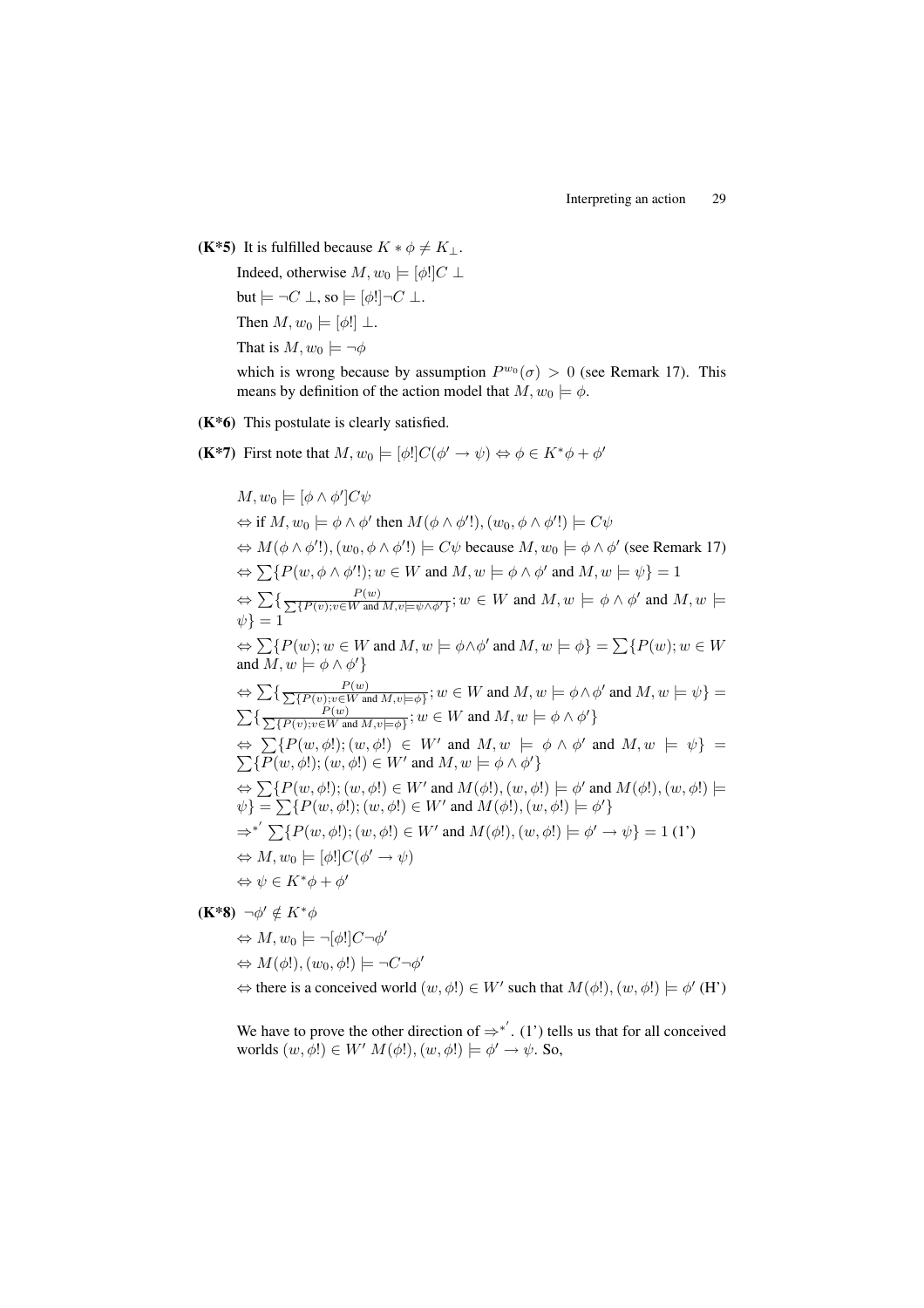**(K\*5)** It is fulfilled because $K * \phi \neq K_\bot$.

Indeed, otherwise $M, w_0 \models [\phi!]C \bot$

but $\models \neg C \bot$, so $\models [\phi!]\neg C \bot$.

Then $M, w_0 \models [\phi!] \bot$.

That is $M, w_0 \models \neg\phi$

which is wrong because by assumption $P^{w_0}(\sigma) > 0$ (see Remark 17). This means by definition of the action model that $M, w_0 \models \phi$.

**(K\*6)** This postulate is clearly satisfied.

**(K\*7)** First note that $M, w_0 \models [\phi!]C(\phi' \rightarrow \psi) \Leftrightarrow \phi \in K^*\phi + \phi'$

$M, w_0 \models [\phi \wedge \phi']C\psi$

$\Leftrightarrow$ if $M, w_0 \models \phi \wedge \phi'$ then $M(\phi \wedge \phi'!), (w_0, \phi \wedge \phi'!) \models C\psi$

$\Leftrightarrow M(\phi \wedge \phi'!), (w_0, \phi \wedge \phi'!) \models C\psi$ because $M, w_0 \models \phi \wedge \phi'$ (see Remark 17)

$\Leftrightarrow \sum\{P(w, \phi \wedge \phi'!); w \in W \text{ and } M, w \models \phi \wedge \phi' \text{ and } M, w \models \psi\} = 1$

$\Leftrightarrow \sum\{\frac{P(w)}{\sum\{P(v); v\in W \text{ and } M, v \models \psi \wedge \phi'\}}; w \in W \text{ and } M, w \models \phi \wedge \phi' \text{ and } M, w \models \psi\} = 1$

$\Leftrightarrow \sum\{P(w); w \in W \text{ and } M, w \models \phi \wedge \phi' \text{ and } M, w \models \phi\} = \sum\{P(w); w \in W \text{ and } M, w \models \phi \wedge \phi'\}$

$\Leftrightarrow \sum\{\frac{P(w)}{\sum\{P(v); v\in W \text{ and } M, v \models \phi\}}; w \in W \text{ and } M, w \models \phi \wedge \phi' \text{ and } M, w \models \psi\} = \sum\{\frac{P(w)}{\sum\{P(v); v\in W \text{ and } M, v \models \phi\}}; w \in W \text{ and } M, w \models \phi \wedge \phi'\}$

$\Leftrightarrow \sum\{P(w, \phi!); (w, \phi!) \in W' \text{ and } M, w \models \phi \wedge \phi' \text{ and } M, w \models \psi\} = \sum\{P(w, \phi!); (w, \phi!) \in W' \text{ and } M, w \models \phi \wedge \phi'\}$

$\Leftrightarrow \sum\{P(w, \phi!); (w, \phi!) \in W' \text{ and } M(\phi!), (w, \phi!) \models \phi' \text{ and } M(\phi!), (w, \phi!) \models \psi\} = \sum\{P(w, \phi!); (w, \phi!) \in W' \text{ and } M(\phi!), (w, \phi!) \models \phi'\}$

$\Rightarrow^{*'} \sum\{P(w, \phi!); (w, \phi!) \in W' \text{ and } M(\phi!), (w, \phi!) \models \phi' \rightarrow \psi\} = 1$ (1')

$\Leftrightarrow M, w_0 \models [\phi!]C(\phi' \rightarrow \psi)$

$\Leftrightarrow \psi \in K^*\phi + \phi'$

**(K\*8)** $\neg\phi' \notin K^*\phi$

$\Leftrightarrow M, w_0 \models \neg[\phi!]C\neg\phi'$

$\Leftrightarrow M(\phi!), (w_0, \phi!) \models \neg C\neg\phi'$

$\Leftrightarrow$ there is a conceived world $(w, \phi!) \in W'$ such that $M(\phi!), (w, \phi!) \models \phi'$ (H')

We have to prove the other direction of $\Rightarrow^{*'}$. (1') tells us that for all conceived worlds $(w, \phi!) \in W'$ $M(\phi!), (w, \phi!) \models \phi' \rightarrow \psi$. So,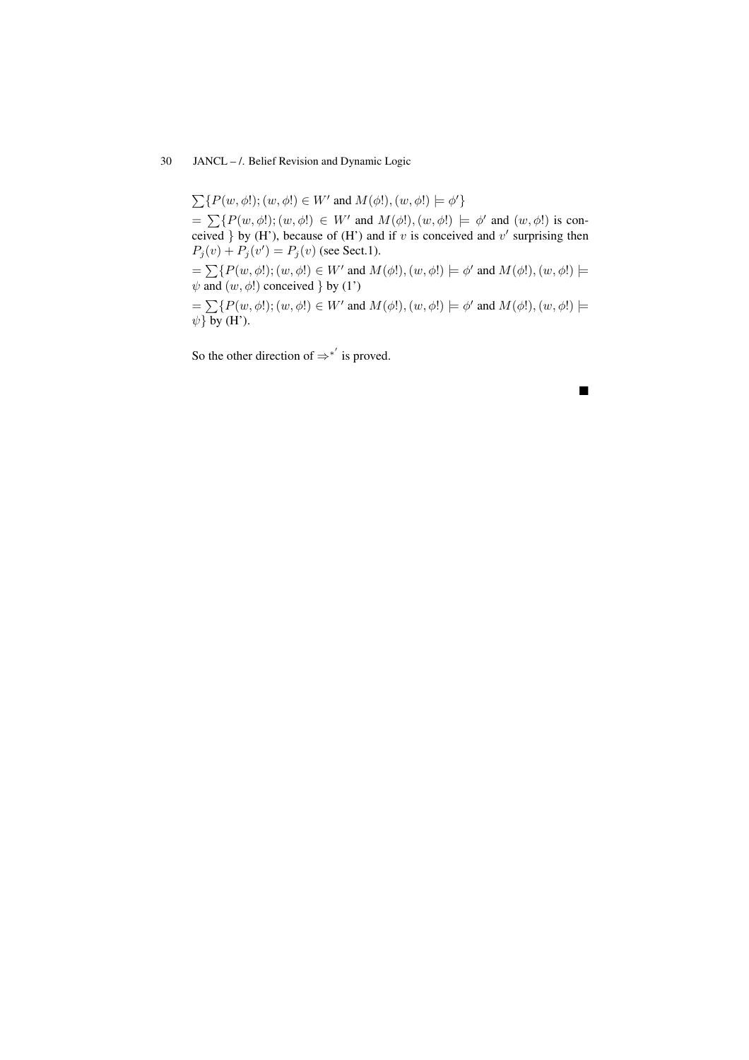$\sum\{P(w,\phi!); (w,\phi!) \in W'$ and $M(\phi!), (w,\phi!) \models \phi'\}$

$= \sum\{P(w,\phi!); (w,\phi!) \in W'$ and $M(\phi!), (w,\phi!) \models \phi'$ and $(w,\phi!)$ is conceived $\}$ by (H'), because of (H') and if $v$ is conceived and $v'$ surprising then $P_j(v) + P_j(v') = P_j(v)$ (see Sect.1).

$= \sum\{P(w,\phi!); (w,\phi!) \in W'$ and $M(\phi!), (w,\phi!) \models \phi'$ and $M(\phi!), (w,\phi!) \models \psi$ and $(w,\phi!)$ conceived $\}$ by (1')

$= \sum\{P(w,\phi!); (w,\phi!) \in W'$ and $M(\phi!), (w,\phi!) \models \phi'$ and $M(\phi!), (w,\phi!) \models \psi\}$ by (H').

So the other direction of $\Rightarrow^{*'}$ is proved.

■